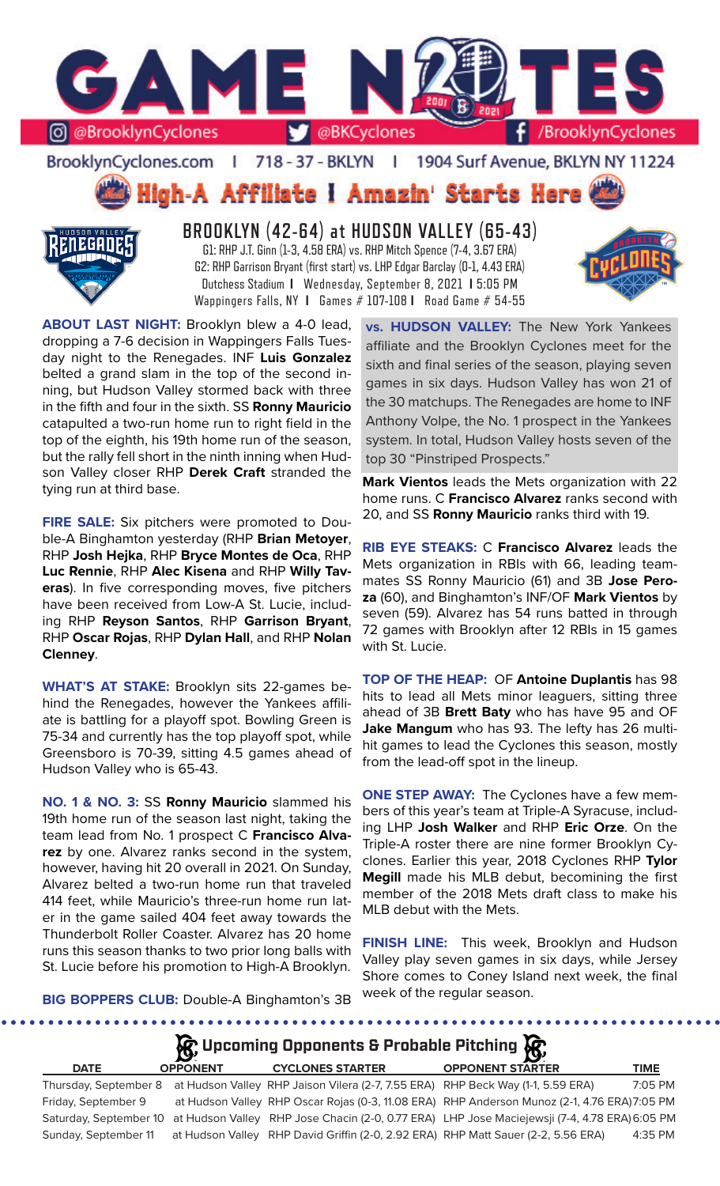# GAME NOTES

@BrooklynCyclones | @BKCyclones | /BrooklynCyclones

BrooklynCyclones.com | 718 - 37 - BKLYN | 1904 Surf Avenue, BKLYN NY 11224

## High-A Affiliate I Amazin' Starts Here

## BROOKLYN (42-64) at HUDSON VALLEY (65-43)

G1: RHP J.T. Ginn (1-3, 4.58 ERA) vs. RHP Mitch Spence (7-4, 3.67 ERA)
G2: RHP Garrison Bryant (first start) vs. LHP Edgar Barclay (0-1, 4.43 ERA)
Dutchess Stadium I Wednesday, September 8, 2021 I 5:05 PM
Wappingers Falls, NY I Games # 107-108 I Road Game # 54-55

**ABOUT LAST NIGHT:** Brooklyn blew a 4-0 lead, dropping a 7-6 decision in Wappingers Falls Tuesday night to the Renegades. INF **Luis Gonzalez** belted a grand slam in the top of the second inning, but Hudson Valley stormed back with three in the fifth and four in the sixth. SS **Ronny Mauricio** catapulted a two-run home run to right field in the top of the eighth, his 19th home run of the season, but the rally fell short in the ninth inning when Hudson Valley closer RHP **Derek Craft** stranded the tying run at third base.

**FIRE SALE:** Six pitchers were promoted to Double-A Binghamton yesterday (RHP **Brian Metoyer**, RHP **Josh Hejka**, RHP **Bryce Montes de Oca**, RHP **Luc Rennie**, RHP **Alec Kisena** and RHP **Willy Taveras**). In five corresponding moves, five pitchers have been received from Low-A St. Lucie, including RHP **Reyson Santos**, RHP **Garrison Bryant**, RHP **Oscar Rojas**, RHP **Dylan Hall**, and RHP **Nolan Clenney**.

**WHAT'S AT STAKE:** Brooklyn sits 22-games behind the Renegades, however the Yankees affiliate is battling for a playoff spot. Bowling Green is 75-34 and currently has the top playoff spot, while Greensboro is 70-39, sitting 4.5 games ahead of Hudson Valley who is 65-43.

**NO. 1 & NO. 3:** SS **Ronny Mauricio** slammed his 19th home run of the season last night, taking the team lead from No. 1 prospect C **Francisco Alvarez** by one. Alvarez ranks second in the system, however, having hit 20 overall in 2021. On Sunday, Alvarez belted a two-run home run that traveled 414 feet, while Mauricio's three-run home run later in the game sailed 404 feet away towards the Thunderbolt Roller Coaster. Alvarez has 20 home runs this season thanks to two prior long balls with St. Lucie before his promotion to High-A Brooklyn.

**BIG BOPPERS CLUB:** Double-A Binghamton's 3B **Mark Vientos** leads the Mets organization with 22 home runs. C **Francisco Alvarez** ranks second with 20, and SS **Ronny Mauricio** ranks third with 19.

**vs. HUDSON VALLEY:** The New York Yankees affiliate and the Brooklyn Cyclones meet for the sixth and final series of the season, playing seven games in six days. Hudson Valley has won 21 of the 30 matchups. The Renegades are home to INF Anthony Volpe, the No. 1 prospect in the Yankees system. In total, Hudson Valley hosts seven of the top 30 "Pinstriped Prospects."

**RIB EYE STEAKS:** C **Francisco Alvarez** leads the Mets organization in RBIs with 66, leading teammates SS Ronny Mauricio (61) and 3B **Jose Peroza** (60), and Binghamton's INF/OF **Mark Vientos** by seven (59). Alvarez has 54 runs batted in through 72 games with Brooklyn after 12 RBIs in 15 games with St. Lucie.

**TOP OF THE HEAP:** OF **Antoine Duplantis** has 98 hits to lead all Mets minor leaguers, sitting three ahead of 3B **Brett Baty** who has have 95 and OF **Jake Mangum** who has 93. The lefty has 26 multi-hit games to lead the Cyclones this season, mostly from the lead-off spot in the lineup.

**ONE STEP AWAY:** The Cyclones have a few members of this year's team at Triple-A Syracuse, including LHP **Josh Walker** and RHP **Eric Orze**. On the Triple-A roster there are nine former Brooklyn Cyclones. Earlier this year, 2018 Cyclones RHP **Tylor Megill** made his MLB debut, becoming the first member of the 2018 Mets draft class to make his MLB debut with the Mets.

**FINISH LINE:** This week, Brooklyn and Hudson Valley play seven games in six days, while Jersey Shore comes to Coney Island next week, the final week of the regular season.

### Upcoming Opponents & Probable Pitching

| DATE | OPPONENT | CYCLONES STARTER | OPPONENT STARTER | TIME |
|---|---|---|---|---|
| Thursday, September 8 | at Hudson Valley | RHP Jaison Vilera (2-7, 7.55 ERA) | RHP Beck Way (1-1, 5.59 ERA) | 7:05 PM |
| Friday, September 9 | at Hudson Valley | RHP Oscar Rojas (0-3, 11.08 ERA) | RHP Anderson Munoz (2-1, 4.76 ERA) | 7:05 PM |
| Saturday, September 10 | at Hudson Valley | RHP Jose Chacin (2-0, 0.77 ERA) | LHP Jose Maciejewsji (7-4, 4.78 ERA) | 6:05 PM |
| Sunday, September 11 | at Hudson Valley | RHP David Griffin (2-0, 2.92 ERA) | RHP Matt Sauer (2-2, 5.56 ERA) | 4:35 PM |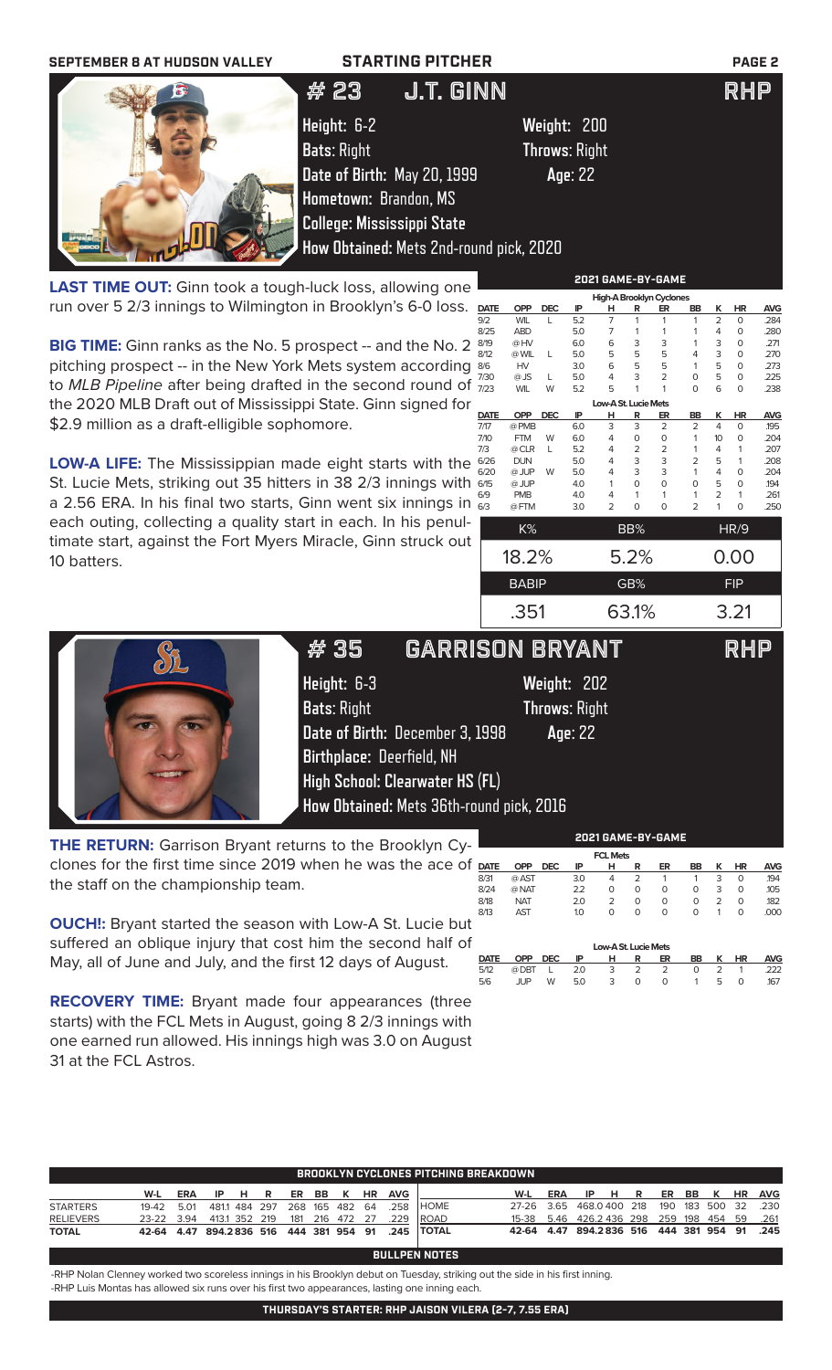**SEPTEMBER 8 AT HUDSON VALLEY** **STARTING PITCHER**

# # 23 J.T. GINN RHP

**Height:** 6-2 **Weight:** 200
**Bats:** Right **Throws:** Right
**Date of Birth:** May 20, 1999 **Age:** 22
**Hometown:** Brandon, MS
**College:** Mississippi State
**How Obtained:** Mets 2nd-round pick, 2020

**LAST TIME OUT:** Ginn took a tough-luck loss, allowing one run over 5 2/3 innings to Wilmington in Brooklyn's 6-0 loss.

**BIG TIME:** Ginn ranks as the No. 5 prospect -- and the No. 2 pitching prospect -- in the New York Mets system according to *MLB Pipeline* after being drafted in the second round of the 2020 MLB Draft out of Mississippi State. Ginn signed for $2.9 million as a draft-eligible sophomore.

**LOW-A LIFE:** The Mississippian made eight starts with the St. Lucie Mets, striking out 35 hitters in 38 2/3 innings with a 2.56 ERA. In his final two starts, Ginn went six innings in each outing, collecting a quality start in each. In his penultimate start, against the Fort Myers Miracle, Ginn struck out 10 batters.

**2021 GAME-BY-GAME**

High-A Brooklyn Cyclones

| DATE | OPP | DEC | IP | H | R | ER | BB | K | HR | AVG |
|---|---|---|---|---|---|---|---|---|---|---|
| 9/2 | WIL | L | 5.2 | 7 | 1 | 1 | 1 | 2 | 0 | .284 |
| 8/25 | ABD | | 5.0 | 7 | 1 | 1 | 1 | 4 | 0 | .280 |
| 8/19 | @HV | | 6.0 | 6 | 3 | 3 | 1 | 3 | 0 | .271 |
| 8/12 | @WIL | L | 5.0 | 5 | 5 | 5 | 4 | 3 | 0 | .270 |
| 8/6 | HV | | 3.0 | 6 | 5 | 5 | 1 | 5 | 0 | .273 |
| 7/30 | @JS | L | 5.0 | 4 | 3 | 2 | 0 | 5 | 0 | .225 |
| 7/23 | WIL | W | 5.2 | 5 | 1 | 1 | 0 | 6 | 0 | .238 |

Low-A St. Lucie Mets

| DATE | OPP | DEC | IP | H | R | ER | BB | K | HR | AVG |
|---|---|---|---|---|---|---|---|---|---|---|
| 7/17 | @PMB | | 6.0 | 3 | 3 | 2 | 2 | 4 | 0 | .195 |
| 7/10 | FTM | W | 6.0 | 4 | 0 | 0 | 1 | 10 | 0 | .204 |
| 7/3 | @CLR | L | 5.2 | 4 | 2 | 2 | 1 | 4 | 1 | .207 |
| 6/26 | DUN | | 5.0 | 4 | 3 | 3 | 2 | 5 | 1 | .208 |
| 6/20 | @JUP | W | 5.0 | 4 | 3 | 3 | 1 | 4 | 0 | .204 |
| 6/15 | @JUP | | 4.0 | 1 | 0 | 0 | 0 | 5 | 0 | .194 |
| 6/9 | PMB | | 4.0 | 4 | 1 | 1 | 1 | 2 | 1 | .261 |
| 6/3 | @FTM | | 3.0 | 2 | 0 | 0 | 2 | 1 | 0 | .250 |

| K% | BB% | HR/9 |
|---|---|---|
| 18.2% | 5.2% | 0.00 |
| **BABIP** | **GB%** | **FIP** |
| .351 | 63.1% | 3.21 |

# # 35 GARRISON BRYANT RHP

**Height:** 6-3 **Weight:** 202
**Bats:** Right **Throws:** Right
**Date of Birth:** December 3, 1998 **Age:** 22
**Birthplace:** Deerfield, NH
**High School:** Clearwater HS (FL)
**How Obtained:** Mets 36th-round pick, 2016

**THE RETURN:** Garrison Bryant returns to the Brooklyn Cyclones for the first time since 2019 when he was the ace of the staff on the championship team.

**OUCH!:** Bryant started the season with Low-A St. Lucie but suffered an oblique injury that cost him the second half of May, all of June and July, and the first 12 days of August.

**RECOVERY TIME:** Bryant made four appearances (three starts) with the FCL Mets in August, going 8 2/3 innings with one earned run allowed. His innings high was 3.0 on August 31 at the FCL Astros.

**2021 GAME-BY-GAME**

FCL Mets

| DATE | OPP | DEC | IP | H | R | ER | BB | K | HR | AVG |
|---|---|---|---|---|---|---|---|---|---|---|
| 8/31 | @AST | | 3.0 | 4 | 2 | 1 | 1 | 3 | 0 | .194 |
| 8/24 | @NAT | | 2.2 | 0 | 0 | 0 | 0 | 3 | 0 | .105 |
| 8/18 | NAT | | 2.0 | 2 | 0 | 0 | 0 | 2 | 0 | .182 |
| 8/13 | AST | | 1.0 | 0 | 0 | 0 | 0 | 1 | 0 | .000 |

Low-A St. Lucie Mets

| DATE | OPP | DEC | IP | H | R | ER | BB | K | HR | AVG |
|---|---|---|---|---|---|---|---|---|---|---|
| 5/12 | @DBT | L | 2.0 | 3 | 2 | 2 | 0 | 2 | 1 | .222 |
| 5/6 | JUP | W | 5.0 | 3 | 0 | 0 | 1 | 5 | 0 | .167 |

**BROOKLYN CYCLONES PITCHING BREAKDOWN**

| | W-L | ERA | IP | H | R | ER | BB | K | HR | AVG | | W-L | ERA | IP | H | R | ER | BB | K | HR | AVG |
|---|---|---|---|---|---|---|---|---|---|---|---|---|---|---|---|---|---|---|---|---|---|
| STARTERS | 19-42 | 5.01 | 481.1 | 484 | 297 | 268 | 165 | 482 | 64 | .258 | HOME | 27-26 | 3.65 | 468.0 | 400 | 218 | 190 | 183 | 500 | 32 | .230 |
| RELIEVERS | 23-22 | 3.94 | 413.1 | 352 | 219 | 181 | 216 | 472 | 27 | .229 | ROAD | 15-38 | 5.46 | 426.2 | 436 | 298 | 259 | 198 | 454 | 59 | .261 |
| TOTAL | 42-64 | 4.47 | 894.2 | 836 | 516 | 444 | 381 | 954 | 91 | .245 | TOTAL | 42-64 | 4.47 | 894.2 | 836 | 516 | 444 | 381 | 954 | 91 | .245 |

**BULLPEN NOTES**

-RHP Nolan Clenney worked two scoreless innings in his Brooklyn debut on Tuesday, striking out the side in his first inning.
-RHP Luis Montas has allowed six runs over his first two appearances, lasting one inning each.

**THURSDAY'S STARTER: RHP JAISON VILERA (2-7, 7.55 ERA)**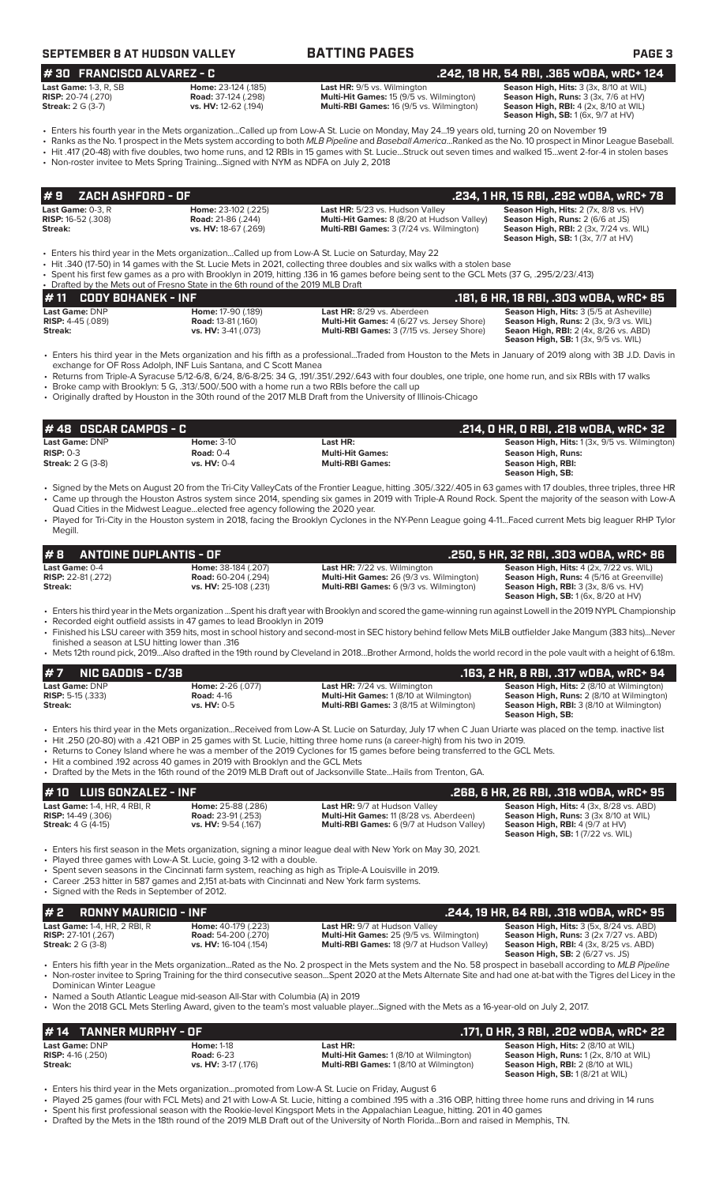## SEPTEMBER 8 AT HUDSON VALLEY — BATTING PAGES

## # 30 FRANCISCO ALVAREZ - C — .242, 18 HR, 54 RBI, .365 wOBA, wRC+ 124

| | | | |
|---|---|---|---|
| **Last Game:** 1-3, R, SB | **Home:** 23-124 (.185) | **Last HR:** 9/5 vs. Wilmington | **Season High, Hits:** 3 (3x, 8/10 at WIL) |
| **RISP:** 20-74 (.270) | **Road:** 37-124 (.298) | **Multi-Hit Games:** 15 (9/5 vs. Wilmington) | **Season High, Runs:** 3 (3x, 7/6 at HV) |
| **Streak:** 2 G (3-7) | **vs. HV:** 12-62 (.194) | **Multi-RBI Games:** 16 (9/5 vs. Wilmington) | **Season High, RBI:** 4 (2x, 8/10 at WIL) |
| | | | **Season High, SB:** 1 (6x, 9/7 at HV) |

- Enters his fourth year in the Mets organization...Called up from Low-A St. Lucie on Monday, May 24...19 years old, turning 20 on November 19
- Ranks as the No. 1 prospect in the Mets system according to both *MLB Pipeline* and *Baseball America*...Ranked as the No. 10 prospect in Minor League Baseball.
- Hit .417 (20-48) with five doubles, two home runs, and 12 RBIs in 15 games with St. Lucie...Struck out seven times and walked 15...went 2-for-4 in stolen bases
- Non-roster invitee to Mets Spring Training...Signed with NYM as NDFA on July 2, 2018

## # 9 ZACH ASHFORD - OF — .234, 1 HR, 15 RBI, .292 wOBA, wRC+ 78

| | | | |
|---|---|---|---|
| **Last Game:** 0-3, R | **Home:** 23-102 (.225) | **Last HR:** 5/23 vs. Hudson Valley | **Season High, Hits:** 2 (7x, 8/8 vs. HV) |
| **RISP:** 16-52 (.308) | **Road:** 21-86 (.244) | **Multi-Hit Games:** 8 (8/20 at Hudson Valley) | **Season High, Runs:** 2 (6/6 at JS) |
| **Streak:** | **vs. HV:** 18-67 (.269) | **Multi-RBI Games:** 3 (7/24 vs. Wilmington) | **Season High, RBI:** 2 (3x, 7/24 vs. WIL) |
| | | | **Season High, SB:** 1 (3x, 7/7 at HV) |

- Enters his third year in the Mets organization...Called up from Low-A St. Lucie on Saturday, May 22
- Hit .340 (17-50) in 14 games with the St. Lucie Mets in 2021, collecting three doubles and six walks with a stolen base
- Spent his first few games as a pro with Brooklyn in 2019, hitting .136 in 16 games before being sent to the GCL Mets (37 G, .295/2/23/.413)
- Drafted by the Mets out of Fresno State in the 6th round of the 2019 MLB Draft

## # 11 CODY BOHANEK - INF — .181, 6 HR, 18 RBI, .303 wOBA, wRC+ 85

| | | | |
|---|---|---|---|
| **Last Game:** DNP | **Home:** 17-90 (.189) | **Last HR:** 8/29 vs. Aberdeen | **Season High, Hits:** 3 (5/5 at Asheville) |
| **RISP:** 4-45 (.089) | **Road:** 13-81 (.160) | **Multi-Hit Games:** 4 (6/27 vs. Jersey Shore) | **Season High, Runs:** 2 (3x, 9/3 vs. WIL) |
| **Streak:** | **vs. HV:** 3-41 (.073) | **Multi-RBI Games:** 3 (7/15 vs. Jersey Shore) | **Season High, RBI:** 2 (4x, 8/26 vs. ABD) |
| | | | **Season High, SB:** 1 (3x, 9/5 vs. WIL) |

- Enters his third year in the Mets organization and his fifth as a professional...Traded from Houston to the Mets in January of 2019 along with 3B J.D. Davis in exchange for OF Ross Adolph, INF Luis Santana, and C Scott Manea
- Returns from Triple-A Syracuse 5/12-6/8, 6/24, 8/6-8/25: 34 G, .191/.351/.292/.643 with four doubles, one triple, one home run, and six RBIs with 17 walks
- Broke camp with Brooklyn: 5 G, .313/.500/.500 with a home run a two RBIs before the call up
- Originally drafted by Houston in the 30th round of the 2017 MLB Draft from the University of Illinois-Chicago

## # 48 OSCAR CAMPOS - C — .214, 0 HR, 0 RBI, .218 wOBA, wRC+ 32

| | | | |
|---|---|---|---|
| **Last Game:** DNP | **Home:** 3-10 | **Last HR:** | **Season High, Hits:** 1 (3x, 9/5 vs. Wilmington) |
| **RISP:** 0-3 | **Road:** 0-4 | **Multi-Hit Games:** | **Season High, Runs:** |
| **Streak:** 2 G (3-8) | **vs. HV:** 0-4 | **Multi-RBI Games:** | **Season High, RBI:** |
| | | | **Season High, SB:** |

- Signed by the Mets on August 20 from the Tri-City ValleyCats of the Frontier League, hitting .305/.322/.405 in 63 games with 17 doubles, three triples, three HR
- Came up through the Houston Astros system since 2014, spending six games in 2019 with Triple-A Round Rock. Spent the majority of the season with Low-A Quad Cities in the Midwest League...elected free agency following the 2020 year.
- Played for Tri-City in the Houston system in 2018, facing the Brooklyn Cyclones in the NY-Penn League going 4-11...Faced current Mets big leaguer RHP Tylor Megill.

## # 8 ANTOINE DUPLANTIS - OF — .250, 5 HR, 32 RBI, .303 wOBA, wRC+ 86

| | | | |
|---|---|---|---|
| **Last Game:** 0-4 | **Home:** 38-184 (.207) | **Last HR:** 7/22 vs. Wilmington | **Season High, Hits:** 4 (2x, 7/22 vs. WIL) |
| **RISP:** 22-81 (.272) | **Road:** 60-204 (.294) | **Multi-Hit Games:** 26 (9/3 vs. Wilmington) | **Season High, Runs:** 4 (5/16 at Greenville) |
| **Streak:** | **vs. HV:** 25-108 (.231) | **Multi-RBI Games:** 6 (9/3 vs. Wilmington) | **Season High, RBI:** 3 (2x, 8/6 vs. HV) |
| | | | **Season High, SB:** 1 (6x, 8/20 at HV) |

- Enters his third year in the Mets organization ...Spent his draft year with Brooklyn and scored the game-winning run against Lowell in the 2019 NYPL Championship
- Recorded eight outfield assists in 47 games to lead Brooklyn in 2019
- Finished his LSU career with 359 hits, most in school history and second-most in SEC history behind fellow Mets MiLB outfielder Jake Mangum (383 hits)...Never finished a season at LSU hitting lower than .316
- Mets 12th round pick, 2019...Also drafted in the 19th round by Cleveland in 2018...Brother Armond, holds the world record in the pole vault with a height of 6.18m.

## # 7 NIC GADDIS - C/3B — .163, 2 HR, 8 RBI, .317 wOBA, wRC+ 94

| | | | |
|---|---|---|---|
| **Last Game:** DNP | **Home:** 2-26 (.077) | **Last HR:** 7/24 vs. Wilmington | **Season High, Hits:** 2 (8/10 at Wilmington) |
| **RISP:** 5-15 (.333) | **Road:** 4-16 | **Multi-Hit Games:** 1 (8/10 at Wilmington) | **Season High, Runs:** 2 (8/10 at Wilmington) |
| **Streak:** | **vs. HV:** 0-5 | **Multi-RBI Games:** 3 (8/15 at Wilmington) | **Season High, RBI:** 3 (8/10 at Wilmington) |
| | | | **Season High, SB:** |

- Enters his third year in the Mets organization...Received from Low-A St. Lucie on Saturday, July 17 when C Juan Uriarte was placed on the temp. inactive list
- Hit .250 (20-80) with a .421 OBP in 25 games with St. Lucie, hitting three home runs (a career-high) from his two in 2019.
- Returns to Coney Island where he was a member of the 2019 Cyclones for 15 games before being transferred to the GCL Mets.
- Hit a combined .192 across 40 games in 2019 with Brooklyn and the GCL Mets
- Drafted by the Mets in the 16th round of the 2019 MLB Draft out of Jacksonville State...Hails from Trenton, GA.

## # 10 LUIS GONZALEZ - INF — .268, 6 HR, 26 RBI, .318 wOBA, wRC+ 95

| | | | |
|---|---|---|---|
| **Last Game:** 1-4, HR, 4 RBI, R | **Home:** 25-88 (.286) | **Last HR:** 9/7 at Hudson Valley | **Season High, Hits:** 4 (3x, 8/28 vs. ABD) |
| **RISP:** 14-49 (.306) | **Road:** 23-91 (.253) | **Multi-Hit Games:** 11 (8/28 vs. Aberdeen) | **Season High, Runs:** 3 (3x 8/10 at WIL) |
| **Streak:** 4 G (4-15) | **vs. HV:** 9-54 (.167) | **Multi-RBI Games:** 6 (9/7 at Hudson Valley) | **Season High, RBI:** 4 (9/7 at HV) |
| | | | **Season High, SB:** 1 (7/22 vs. WIL) |

- Enters his first season in the Mets organization, signing a minor league deal with New York on May 30, 2021.
- Played three games with Low-A St. Lucie, going 3-12 with a double.
- Spent seven seasons in the Cincinnati farm system, reaching as high as Triple-A Louisville in 2019.
- Career .253 hitter in 587 games and 2,151 at-bats with Cincinnati and New York farm systems.
- Signed with the Reds in September of 2012.

## # 2 RONNY MAURICIO - INF — .244, 19 HR, 64 RBI, .318 wOBA, wRC+ 95

| | | | |
|---|---|---|---|
| **Last Game:** 1-4, HR, 2 RBI, R | **Home:** 40-179 (.223) | **Last HR:** 9/7 at Hudson Valley | **Season High, Hits:** 3 (5x, 8/24 vs. ABD) |
| **RISP:** 27-101 (.267) | **Road:** 54-200 (.270) | **Multi-Hit Games:** 25 (9/5 vs. Wilmington) | **Season High, Runs:** 3 (2x 7/27 vs. ABD) |
| **Streak:** 2 G (3-8) | **vs. HV:** 16-104 (.154) | **Multi-RBI Games:** 18 (9/7 at Hudson Valley) | **Season High, RBI:** 4 (3x, 8/25 vs. ABD) |
| | | | **Season High, SB:** 2 (6/27 vs. JS) |

- Enters his fifth year in the Mets organization...Rated as the No. 2 prospect in the Mets system and the No. 58 prospect in baseball according to *MLB Pipeline*
- Non-roster invitee to Spring Training for the third consecutive season...Spent 2020 at the Mets Alternate Site and had one at-bat with the Tigres del Licey in the Dominican Winter League
- Named a South Atlantic League mid-season All-Star with Columbia (A) in 2019
- Won the 2018 GCL Mets Sterling Award, given to the team's most valuable player...Signed with the Mets as a 16-year-old on July 2, 2017.

## # 14 TANNER MURPHY - OF — .171, 0 HR, 3 RBI, .202 wOBA, wRC+ 22

| | | | |
|---|---|---|---|
| **Last Game:** DNP | **Home:** 1-18 | **Last HR:** | **Season High, Hits:** 2 (8/10 at WIL) |
| **RISP:** 4-16 (.250) | **Road:** 6-23 | **Multi-Hit Games:** 1 (8/10 at Wilmington) | **Season High, Runs:** 1 (2x, 8/10 at WIL) |
| **Streak:** | **vs. HV:** 3-17 (.176) | **Multi-RBI Games:** 1 (8/10 at Wilmington) | **Season High, RBI:** 2 (8/10 at WIL) |
| | | | **Season High, SB:** 1 (8/21 at WIL) |

- Enters his third year in the Mets organization...promoted from Low-A St. Lucie on Friday, August 6
- Played 25 games (four with FCL Mets) and 21 with Low-A St. Lucie, hitting a combined .195 with a .316 OBP, hitting three home runs and driving in 14 runs
- Spent his first professional season with the Rookie-level Kingsport Mets in the Appalachian League, hitting. 201 in 40 games
- Drafted by the Mets in the 18th round of the 2019 MLB Draft out of the University of North Florida...Born and raised in Memphis, TN.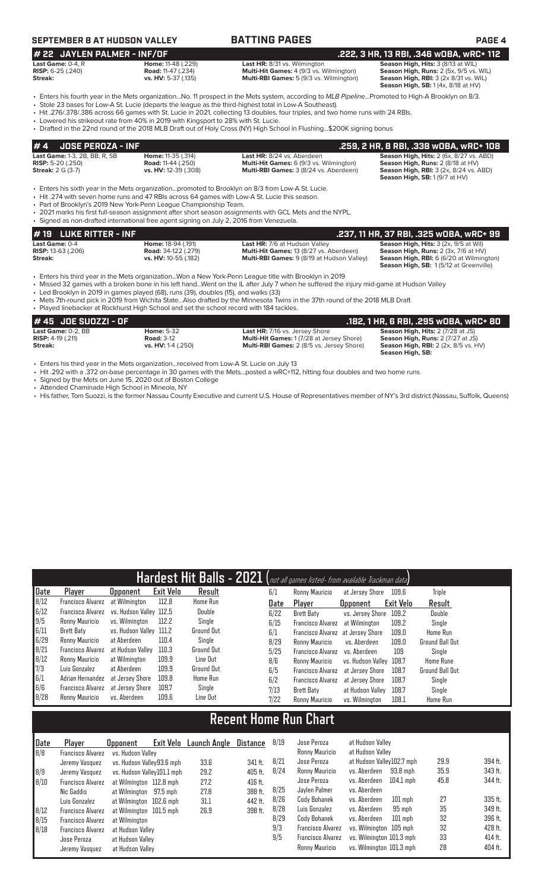## SEPTEMBER 8 AT HUDSON VALLEY — BATTING PAGES

### # 22 JAYLEN PALMER - INF/OF — .222, 3 HR, 13 RBI, .346 wOBA, wRC+ 112

**Last Game:** 0-4, R
**RISP:** 6-25 (.240)
**Streak:**

**Home:** 11-48 (.229)
**Road:** 11-47 (.234)
**vs. HV:** 5-37 (.135)

**Last HR:** 8/31 vs. Wilmington
**Multi-Hit Games:** 4 (9/3 vs. Wilmington)
**Multi-RBI Games:** 5 (9/3 vs. Wilmington)

**Season High, Hits:** 3 (8/13 at WIL)
**Season High, Runs:** 2 (5x, 9/5 vs. WIL)
**Season High, RBI:** 3 (2x 8/31 vs. WIL)
**Season High, SB:** 1 (4x, 8/18 at HV)

- Enters his fourth year in the Mets organization...No. 11 prospect in the Mets system, according to *MLB Pipeline*...Promoted to High-A Brooklyn on 8/3.
- Stole 23 bases for Low-A St. Lucie (departs the league as the third-highest total in Low-A Southeast).
- Hit .276/.378/.386 across 66 games with St. Lucie in 2021, collecting 13 doubles, four triples, and two home runs with 24 RBIs.
- Lowered his strikeout rate from 40% in 2019 with Kingsport to 28% with St. Lucie.
- Drafted in the 22nd round of the 2018 MLB Draft out of Holy Cross (NY) High School in Flushing...$200K signing bonus

### # 4 JOSE PEROZA - INF — .259, 2 HR, 8 RBI, .338 wOBA, wRC+ 108

**Last Game:** 1-3, 2B, BB, R, SB
**RISP:** 5-20 (.250)
**Streak:** 2 G (3-7)

**Home:** 11-35 (.314)
**Road:** 11-44 (.250)
**vs. HV:** 12-39 (.308)

**Last HR:** 8/24 vs. Aberdeen
**Multi-Hit Games:** 6 (9/3 vs. Wilmington)
**Multi-RBI Games:** 3 (8/24 vs. Aberdeen)

**Season High, Hits:** 2 (6x, 8/27 vs. ABD)
**Season High, Runs:** 2 (8/18 at HV)
**Season High, RBI:** 3 (2x, 8/24 vs. ABD)
**Season High, SB:** 1 (9/7 at HV)

- Enters his sixth year in the Mets organization...promoted to Brooklyn on 8/3 from Low-A St. Lucie.
- Hit .274 with seven home runs and 47 RBIs across 64 games with Low-A St. Lucie this season.
- Part of Brooklyn's 2019 New York-Penn League Championship Team.
- 2021 marks his first full-season assignment after short season assignments with GCL Mets and the NYPL.
- Signed as non-drafted international free agent signing on July 2, 2016 from Venezuela.

### # 19 LUKE RITTER - INF — .237, 11 HR, 37 RBI, .325 wOBA, wRC+ 99

**Last Game:** 0-4
**RISP:** 13-63 (.206)
**Streak:**

**Home:** 18-94 (.191)
**Road:** 34-122 (.279)
**vs. HV:** 10-55 (.182)

**Last HR:** 7/6 at Hudson Valley
**Multi-Hit Games:** 13 (8/27 vs. Aberdeen)
**Multi-RBI Games:** 9 (8/18 at Hudson Valley)

**Season High, Hits:** 3 (2x, 9/5 at Wil)
**Season High, Runs:** 2 (3x, 7/6 at HV)
**Season High, RBI:** 6 (6/20 at Wilmington)
**Season High, SB:** 1 (5/12 at Greenville)

- Enters his third year in the Mets organization...Won a New York-Penn League title with Brooklyn in 2019
- Missed 32 games with a broken bone in his left hand...Went on the IL after July 7 when he suffered the injury mid-game at Hudson Valley
- Led Brooklyn in 2019 in games played (68), runs (39), doubles (15), and walks (33)
- Mets 7th-round pick in 2019 from Wichita State...Also drafted by the Minnesota Twins in the 37th round of the 2018 MLB Draft
- Played linebacker at Rockhurst High School and set the school record with 184 tackles.

### # 45 JOE SUOZZI - OF — .182, 1 HR, 6 RBI, .295 wOBA, wRC+ 80

**Last Game:** 0-2, BB
**RISP:** 4-19 (.211)
**Streak:**

**Home:** 5-32
**Road:** 3-12
**vs. HV:** 1-4 (.250)

**Last HR:** 7/16 vs. Jersey Shore
**Multi-Hit Games:** 1 (7/28 at Jersey Shore)
**Multi-RBI Games:** 2 (8/5 vs. Jersey Shore)

**Season High, Hits:** 2 (7/28 at JS)
**Season High, Runs:** 2 (7/27 at JS)
**Season High, RBI:** 2 (2x, 8/5 vs. HV)
**Season High, SB:**

- Enters his third year in the Mets organization...received from Low-A St. Lucie on July 13
- Hit .292 with a .372 on-base percentage in 30 games with the Mets...posted a wRC+112, hitting four doubles and two home runs
- Signed by the Mets on June 15, 2020 out of Boston College
- Attended Chaminade High School in Mineola, NY
- His father, Tom Suozzi, is the former Nassau County Executive and current U.S. House of Representatives member of NY's 3rd district (Nassau, Suffolk, Queens)

## Hardest Hit Balls - 2021 (not all games listed- from available Trackman data)

| Date | Player | Opponent | Exit Velo | Result |
|---|---|---|---|---|
| 8/12 | Francisco Alvarez | at Wilmington | 112.8 | Home Run |
| 6/12 | Francisco Alvarez | vs. Hudson Valley | 112.5 | Double |
| 9/5 | Ronny Mauricio | vs. Wilmington | 112.2 | Single |
| 6/11 | Brett Baty | vs. Hudson Valley | 111.2 | Ground Out |
| 6/29 | Ronny Mauricio | at Aberdeen | 110.4 | Single |
| 8/21 | Francisco Alvarez | at Hudson Valley | 110.3 | Ground Out |
| 8/12 | Ronny Mauricio | at Wilmington | 109.9 | Line Out |
| 7/3 | Luis Gonzalez | at Aberdeen | 109.9 | Ground Out |
| 6/1 | Adrian Hernandez | at Jersey Shore | 109.8 | Home Run |
| 6/6 | Francisco Alvarez | at Jersey Shore | 109.7 | Single |
| 8/28 | Ronny Mauricio | vs. Aberdeen | 109.6 | Line Out |
| 6/1 | Ronny Mauricio | at Jersey Shore | 109.6 | Triple |
| 6/22 | Brett Baty | vs. Jersey Shore | 109.2 | Double |
| 6/15 | Francisco Alvarez | at Wilmington | 109.2 | Single |
| 6/1 | Francisco Alvarez | at Jersey Shore | 109.0 | Home Run |
| 8/29 | Ronny Mauricio | vs. Aberdeen | 109.0 | Ground Ball Out |
| 5/25 | Francisco Alvarez | vs. Aberdeen | 109 | Single |
| 8/6 | Ronny Mauricio | vs. Hudson Valley | 108.7 | Home Rune |
| 6/5 | Francisco Alvarez | at Jersey Shore | 108.7 | Ground Ball Out |
| 6/2 | Francisco Alvarez | at Jersey Shore | 108.7 | Single |
| 7/13 | Brett Baty | at Hudson Valley | 108.7 | Single |
| 7/22 | Ronny Mauricio | vs. Wilmington | 108.1 | Home Run |

## Recent Home Run Chart

| Date | Player | Opponent | Exit Velo | Launch Angle | Distance |
|---|---|---|---|---|---|
| 8/8 | Francisco Alvarez | vs. Hudson Valley | | | |
| | Jeremy Vasquez | vs. Hudson Valley | 93.6 mph | 33.6 | 341 ft. |
| 8/9 | Jeremy Vasquez | vs. Hudson Valley | 101.1 mph | 29.2 | 405 ft. |
| 8/10 | Francisco Alvarez | at Wilmington | 112.8 mph | 27.2 | 416 ft. |
| | Nic Gaddis | at Wilmington | 97.5 mph | 27.8 | 388 ft. |
| | Luis Gonzalez | at Wilmington | 102.6 mph | 31.1 | 442 ft. |
| 8/12 | Francisco Alvarez | at Wilmington | 101.5 mph | 26.9 | 398 ft. |
| 8/15 | Francisco Alvarez | at Wilmington | | | |
| 8/18 | Francisco Alvarez | at Hudson Valley | | | |
| | Jose Peroza | at Hudson Valley | | | |
| | Jeremy Vasquez | at Hudson Valley | | | |
| 8/19 | Jose Peroza | at Hudson Valley | | | |
| | Ronny Mauricio | at Hudson Valley | | | |
| 8/21 | Jose Peroza | at Hudson Valley | 102.7 mph | 29.9 | 394 ft. |
| 8/24 | Ronny Mauricio | vs. Aberdeen | 93.8 mph | 35.9 | 343 ft. |
| | Jose Peroza | vs. Aberdeen | 104.1 mph | 45.8 | 344 ft. |
| 8/25 | Jaylen Palmer | vs. Aberdeen | | | |
| 8/26 | Cody Bohanek | vs. Aberdeen | 101 mph | 27 | 335 ft. |
| 8/28 | Luis Gonzalez | vs. Aberdeen | 95 mph | 35 | 349 ft. |
| 8/29 | Cody Bohanek | vs. Aberdeen | 101 mph | 32 | 396 ft. |
| 9/3 | Francisco Alvarez | vs. Wilmington | 105 mph | 32 | 428 ft. |
| 9/5 | Francisco Alvarez | vs. Wilmington | 101.3 mph | 33 | 414 ft. |
| | Ronny Mauricio | vs. Wilmington | 101.3 mph | 28 | 404 ft. |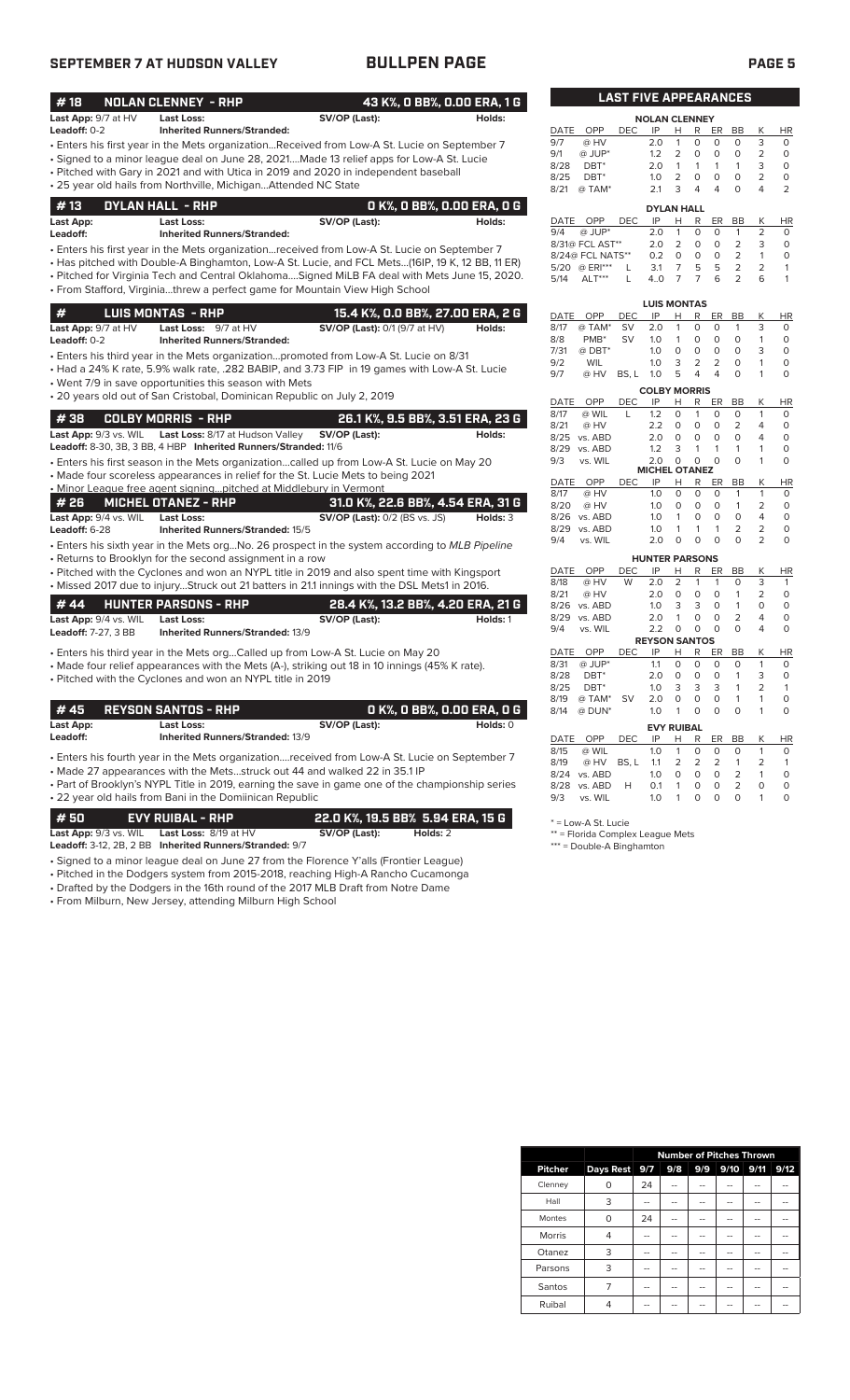## SEPTEMBER 7 AT HUDSON VALLEY — BULLPEN PAGE

### #18 NOLAN CLENNEY - RHP — 43 K%, 0 BB%, 0.00 ERA, 1 G

**Last App:** 9/7 at HV **Last Loss:** **SV/OP (Last):** **Holds:**
**Leadoff:** 0-2 **Inherited Runners/Stranded:**

- Enters his first year in the Mets organization...Received from Low-A St. Lucie on September 7
- Signed to a minor league deal on June 28, 2021....Made 13 relief apps for Low-A St. Lucie
- Pitched with Gary in 2021 and with Utica in 2019 and 2020 in independent baseball
- 25 year old hails from Northville, Michigan...Attended NC State

### #13 DYLAN HALL - RHP — 0 K%, 0 BB%, 0.00 ERA, 0 G

**Last App:** **Last Loss:** **SV/OP (Last):** **Holds:**
**Leadoff:** **Inherited Runners/Stranded:**

- Enters his first year in the Mets organization...received from Low-A St. Lucie on September 7
- Has pitched with Double-A Binghamton, Low-A St. Lucie, and FCL Mets...(16IP, 19 K, 12 BB, 11 ER)
- Pitched for Virginia Tech and Central Oklahoma....Signed MiLB FA deal with Mets June 15, 2020.
- From Stafford, Virginia...threw a perfect game for Mountain View High School

### # LUIS MONTAS - RHP — 15.4 K%, 0.0 BB%, 27.00 ERA, 2 G

**Last App:** 9/7 at HV **Last Loss:** 9/7 at HV **SV/OP (Last):** 0/1 (9/7 at HV) **Holds:**
**Leadoff:** 0-2 **Inherited Runners/Stranded:**

- Enters his third year in the Mets organization...promoted from Low-A St. Lucie on 8/31
- Had a 24% K rate, 5.9% walk rate, .282 BABIP, and 3.73 FIP in 19 games with Low-A St. Lucie
- Went 7/9 in save opportunities this season with Mets
- 20 years old out of San Cristobal, Dominican Republic on July 2, 2019

### #38 COLBY MORRIS - RHP — 26.1 K%, 9.5 BB%, 3.51 ERA, 23 G

**Last App:** 9/3 vs. WIL **Last Loss:** 8/17 at Hudson Valley **SV/OP (Last):** **Holds:**
**Leadoff:** 8-30, 3B, 3 BB, 4 HBP **Inherited Runners/Stranded:** 11/6

- Enters his first season in the Mets organization...called up from Low-A St. Lucie on May 20
- Made four scoreless appearances in relief for the St. Lucie Mets to begin 2021
- Minor League free agent signing...pitched at Middlebury in Vermont

### #26 MICHEL OTANEZ - RHP — 31.0 K%, 22.6 BB%, 4.54 ERA, 31 G

**Last App:** 9/4 vs. WIL **Last Loss:** **SV/OP (Last):** 0/2 (BS vs. JS) **Holds:** 3
**Leadoff:** 6-28 **Inherited Runners/Stranded:** 15/5

- Enters his sixth year in the Mets org...No. 26 prospect in the system according to *MLB Pipeline*
- Returns to Brooklyn for the second assignment in a row
- Pitched with the Cyclones and won an NYPL title in 2019 and also spent time with Kingsport
- Missed 2017 due to injury...Struck out 21 batters in 21.1 innings with the DSL Mets1 in 2016.

### #44 HUNTER PARSONS - RHP — 28.4 K%, 13.2 BB%, 4.20 ERA, 21 G

**Last App:** 9/4 vs. WIL **Last Loss:** **SV/OP (Last):** **Holds:** 1
**Leadoff:** 7-27, 3 BB **Inherited Runners/Stranded:** 13/9

- Enters his third year in the Mets org...Called up from Low-A St. Lucie on May 20
- Made four relief appearances with the Mets (A-), striking out 18 in 10 innings (45% K rate).
- Pitched with the Cyclones and won an NYPL title in 2019

### #45 REYSON SANTOS - RHP — 0 K%, 0 BB%, 0.00 ERA, 0 G

**Last App:** **Last Loss:** **SV/OP (Last):** **Holds:** 0
**Leadoff:** **Inherited Runners/Stranded:** 13/9

- Enters his fourth year in the Mets organization....received from Low-A St. Lucie on September 7
- Made 27 appearances with the Mets...struck out 44 and walked 22 in 35.1 IP
- Part of Brooklyn's NYPL Title in 2019, earning the save in game one of the championship series
- 22 year old hails from Bani in the Domiinican Republic

### #50 EVY RUIBAL - RHP — 22.0 K%, 19.5 BB% 5.94 ERA, 15 G

**Last App:** 9/3 vs. WIL **Last Loss:** 8/19 at HV **SV/OP (Last):** **Holds:** 2
**Leadoff:** 3-12, 2B, 2 BB **Inherited Runners/Stranded:** 9/7

- Signed to a minor league deal on June 27 from the Florence Y'alls (Frontier League)
- Pitched in the Dodgers system from 2015-2018, reaching High-A Rancho Cucamonga
- Drafted by the Dodgers in the 16th round of the 2017 MLB Draft from Notre Dame
- From Milburn, New Jersey, attending Milburn High School

## LAST FIVE APPEARANCES

**NOLAN CLENNEY**

| DATE | OPP | DEC | IP | H | R | ER | BB | K | HR |
|---|---|---|---|---|---|---|---|---|---|
| 9/7 | @ HV | | 2.0 | 1 | 0 | 0 | 0 | 3 | 0 |
| 9/1 | @ JUP* | | 1.2 | 2 | 0 | 0 | 0 | 2 | 0 |
| 8/28 | DBT* | | 2.0 | 1 | 1 | 1 | 1 | 3 | 0 |
| 8/25 | DBT* | | 1.0 | 2 | 0 | 0 | 0 | 2 | 0 |
| 8/21 | @ TAM* | | 2.1 | 3 | 4 | 4 | 0 | 4 | 2 |

**DYLAN HALL**

| DATE | OPP | DEC | IP | H | R | ER | BB | K | HR |
|---|---|---|---|---|---|---|---|---|---|
| 9/4 | @ JUP* | | 2.0 | 1 | 0 | 0 | 1 | 2 | 0 |
| 8/31 | @ FCL AST** | | 2.0 | 2 | 0 | 0 | 2 | 3 | 0 |
| 8/24 | @ FCL NATS** | | 0.2 | 0 | 0 | 0 | 2 | 1 | 0 |
| 5/20 | @ ERI*** | L | 3.1 | 7 | 5 | 5 | 2 | 2 | 1 |
| 5/14 | ALT*** | L | 4..0 | 7 | 7 | 6 | 2 | 6 | 1 |

**LUIS MONTAS**

| DATE | OPP | DEC | IP | H | R | ER | BB | K | HR |
|---|---|---|---|---|---|---|---|---|---|
| 8/17 | @ TAM* | SV | 2.0 | 1 | 0 | 0 | 1 | 3 | 0 |
| 8/8 | PMB* | SV | 1.0 | 1 | 0 | 0 | 0 | 1 | 0 |
| 7/31 | @ DBT* | | 1.0 | 0 | 0 | 0 | 0 | 3 | 0 |
| 9/2 | WIL | | 1.0 | 3 | 2 | 2 | 0 | 1 | 0 |
| 9/7 | @ HV | BS, L | 1.0 | 5 | 4 | 4 | 0 | 1 | 0 |

**COLBY MORRIS**

| DATE | OPP | DEC | IP | H | R | ER | BB | K | HR |
|---|---|---|---|---|---|---|---|---|---|
| 8/17 | @ WIL | L | 1.2 | 0 | 1 | 0 | 0 | 1 | 0 |
| 8/21 | @ HV | | 2.2 | 0 | 0 | 0 | 2 | 4 | 0 |
| 8/25 | vs. ABD | | 2.0 | 0 | 0 | 0 | 0 | 4 | 0 |
| 8/29 | vs. ABD | | 1.2 | 3 | 1 | 1 | 1 | 1 | 0 |
| 9/3 | vs. WIL | | 2.0 | 0 | 0 | 0 | 0 | 1 | 0 |

**MICHEL OTANEZ**

| DATE | OPP | DEC | IP | H | R | ER | BB | K | HR |
|---|---|---|---|---|---|---|---|---|---|
| 8/17 | @ HV | | 1.0 | 0 | 0 | 0 | 1 | 1 | 0 |
| 8/20 | @ HV | | 1.0 | 0 | 0 | 0 | 1 | 2 | 0 |
| 8/26 | vs. ABD | | 1.0 | 1 | 0 | 0 | 0 | 4 | 0 |
| 8/29 | vs. ABD | | 1.0 | 1 | 1 | 1 | 2 | 2 | 0 |
| 9/4 | vs. WIL | | 2.0 | 0 | 0 | 0 | 0 | 2 | 0 |

**HUNTER PARSONS**

| DATE | OPP | DEC | IP | H | R | ER | BB | K | HR |
|---|---|---|---|---|---|---|---|---|---|
| 8/18 | @ HV | W | 2.0 | 2 | 1 | 1 | 0 | 3 | 1 |
| 8/21 | @ HV | | 2.0 | 0 | 0 | 0 | 1 | 2 | 0 |
| 8/26 | vs. ABD | | 1.0 | 3 | 3 | 0 | 1 | 0 | 0 |
| 8/29 | vs. ABD | | 2.0 | 1 | 0 | 0 | 2 | 4 | 0 |
| 9/4 | vs. WIL | | 2.2 | 0 | 0 | 0 | 0 | 4 | 0 |

**REYSON SANTOS**

| DATE | OPP | DEC | IP | H | R | ER | BB | K | HR |
|---|---|---|---|---|---|---|---|---|---|
| 8/31 | @ JUP* | | 1.1 | 0 | 0 | 0 | 0 | 1 | 0 |
| 8/28 | DBT* | | 2.0 | 0 | 0 | 0 | 1 | 3 | 0 |
| 8/25 | DBT* | | 1.0 | 3 | 3 | 3 | 1 | 2 | 1 |
| 8/19 | @ TAM* | SV | 2.0 | 0 | 0 | 0 | 1 | 1 | 0 |
| 8/14 | @ DUN* | | 1.0 | 1 | 0 | 0 | 0 | 1 | 0 |

**EVY RUIBAL**

| DATE | OPP | DEC | IP | H | R | ER | BB | K | HR |
|---|---|---|---|---|---|---|---|---|---|
| 8/15 | @ WIL | | 1.0 | 1 | 0 | 0 | 0 | 1 | 0 |
| 8/19 | @ HV | BS, L | 1.1 | 2 | 2 | 2 | 1 | 2 | 1 |
| 8/24 | vs. ABD | | 1.0 | 0 | 0 | 0 | 2 | 1 | 0 |
| 8/28 | vs. ABD | H | 0.1 | 1 | 0 | 0 | 2 | 0 | 0 |
| 9/3 | vs. WIL | | 1.0 | 1 | 0 | 0 | 0 | 1 | 0 |

\* = Low-A St. Lucie
** = Florida Complex League Mets
*** = Double-A Binghamton

| Pitcher | Days Rest | 9/7 | 9/8 | 9/9 | 9/10 | 9/11 | 9/12 |
|---|---|---|---|---|---|---|---|
| | | Number of Pitches Thrown | | | | | |
| Clenney | 0 | 24 | -- | -- | -- | -- | -- |
| Hall | 3 | -- | -- | -- | -- | -- | -- |
| Montes | 0 | 24 | -- | -- | -- | -- | -- |
| Morris | 4 | -- | -- | -- | -- | -- | -- |
| Otanez | 3 | -- | -- | -- | -- | -- | -- |
| Parsons | 3 | -- | -- | -- | -- | -- | -- |
| Santos | 7 | -- | -- | -- | -- | -- | -- |
| Ruibal | 4 | -- | -- | -- | -- | -- | -- |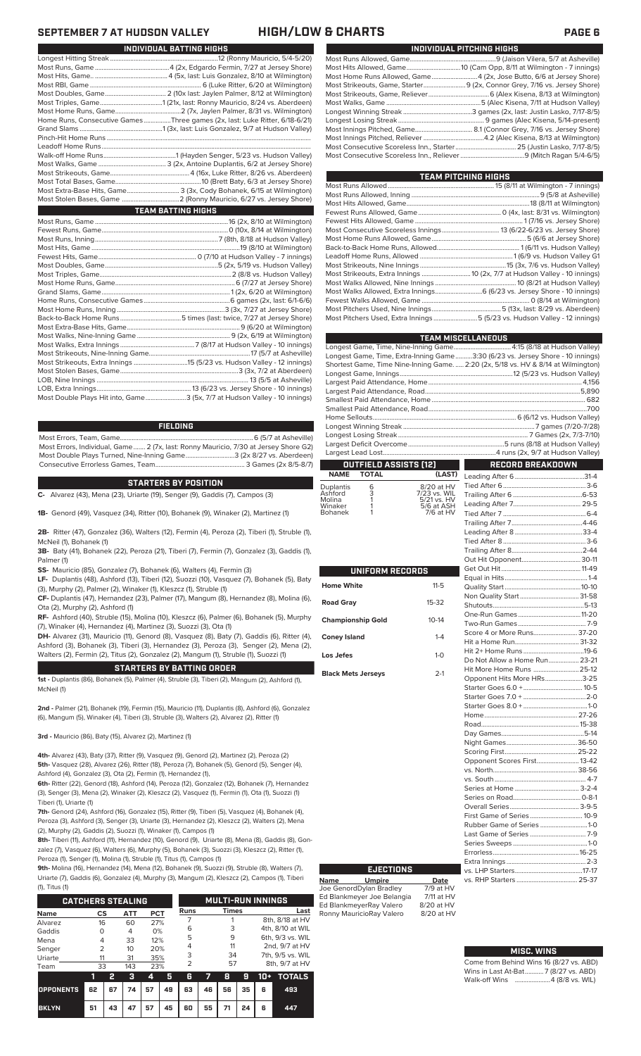# SEPTEMBER 7 AT HUDSON VALLEY — HIGH/LOW & CHARTS

## INDIVIDUAL BATTING HIGHS

| | |
|---|---|
| Longest Hitting Streak | 12 (Ronny Mauricio, 5/4-5/20) |
| Most Runs, Game | 4 (2x, Edgardo Fermin, 7/27 at Jersey Shore) |
| Most Hits, Game | 4 (5x, last: Luis Gonzalez, 8/10 at Wilmington) |
| Most RBI, Game | 6 (Luke Ritter, 6/20 at Wilmington) |
| Most Doubles, Game | 2 (10x last: Jaylen Palmer, 8/12 at Wilmington) |
| Most Triples, Game | 1 (21x, last: Ronny Mauricio, 8/24 vs. Aberdeen) |
| Most Home Runs, Game | 2 (7x, Jaylen Palmer, 8/31 vs. Wilmington) |
| Home Runs, Consecutive Games | Three games (2x, last: Luke Ritter, 6/18-6/21) |
| Grand Slams | 1 (3x, last: Luis Gonzalez, 9/7 at Hudson Valley) |
| Pinch-Hit Home Runs | |
| Leadoff Home Runs | |
| Walk-off Home Runs | 1 (Hayden Senger, 5/23 vs. Hudson Valley) |
| Most Walks, Game | 3 (2x, Antoine Duplantis, 6/2 at Jersey Shore) |
| Most Strikeouts, Game | 4 (16x, Luke Ritter, 8/26 vs. Aberdeen) |
| Most Total Bases, Game | 10 (Brett Baty, 6/3 at Jersey Shore) |
| Most Extra-Base Hits, Game | 3 (3x, Cody Bohanek, 6/15 at Wilmington) |
| Most Stolen Bases, Game | 2 (Ronny Mauricio, 6/27 vs. Jersey Shore) |

## TEAM BATTING HIGHS

| | |
|---|---|
| Most Runs, Game | 16 (2x, 8/10 at Wilmington) |
| Fewest Runs, Game | 0 (10x, 8/14 at Wilmington) |
| Most Runs, Inning | 7 (8th, 8/18 at Hudson Valley) |
| Most Hits, Game | 19 (8/10 at Wilmington) |
| Fewest Hits, Game | 0 (7/10 at Hudson Valley - 7 innings) |
| Most Doubles, Game | 5 (2x, 5/19 vs. Hudson Valley) |
| Most Triples, Game | 2 (8/19 vs. Hudson Valley) |
| Most Home Runs, Game | 6 (7/27 at Jersey Shore) |
| Grand Slams, Game | 1 (2x, 6/20 at Wilmington) |
| Home Runs, Consecutive Games | 6 games (2x, last: 6/1-6/6) |
| Most Home Runs, Inning | 3 (3x, 7/27 at Jersey Shore) |
| Back-to-Back Home Runs | 5 times (last: twice, 7/27 at Jersey Shore) |
| Most Extra-Base Hits, Game | 9 (6/20 at Wilmington) |
| Most Walks, Nine-Inning Game | 9 (2x, 6/19 at Wilmington) |
| Most Walks, Extra Innings | 7 (8/17 at Hudson Valley - 10 innings) |
| Most Strikeouts, Nine-Inning Game | 17 (5/7 at Asheville) |
| Most Strikeouts, Extra Innings | 15 (5/23 vs. Hudson Valley - 12 innings) |
| Most Stolen Bases, Game | 3 (3x, 7/2 at Aberdeen) |
| LOB, Nine Innings | 13 (5/5 at Asheville) |
| LOB, Extra Innings | 13 (6/23 vs. Jersey Shore - 10 innings) |
| Most Double Plays Hit into, Game | 3 (5x, 7/7 at Hudson Valley - 10 innings) |

## FIELDING

| | |
|---|---|
| Most Errors, Team, Game | 6 (5/7 at Asheville) |
| Most Errors, Individual, Game | 2 (7x, last: Ronny Mauricio, 7/30 at Jersey Shore G2) |
| Most Double Plays Turned, Nine-Inning Game | 3 (2x 8/27 vs. Aberdeen) |
| Consecutive Errorless Games, Team | 3 Games (2x 8/5-8/7) |

## STARTERS BY POSITION

**C-** Alvarez (43), Mena (23), Uriarte (19), Senger (9), Gaddis (7), Campos (3)

**1B-** Genord (49), Vasquez (34), Ritter (10), Bohanek (9), Winaker (2), Martinez (1)

**2B-** Ritter (47), Gonzalez (36), Walters (12), Fermin (4), Peroza (2), Tiberi (1), Struble (1), McNeil (1), Bohanek (1)

**3B-** Baty (41), Bohanek (22), Peroza (21), Tiberi (7), Fermin (7), Gonzalez (3), Gaddis (1), Palmer (1)

**SS-** Mauricio (85), Gonzalez (7), Bohanek (6), Walters (4), Fermin (3)

**LF-** Duplantis (48), Ashford (13), Tiberi (12), Suozzi (10), Vasquez (7), Bohanek (5), Baty (3), Murphy (2), Palmer (2), Winaker (1), Kleszcz (1), Struble (1)

**CF-** Duplantis (47), Hernandez (23), Palmer (17), Mangum (8), Hernandez (8), Molina (6), Ota (2), Murphy (2), Ashford (1)

**RF-** Ashford (40), Struble (15), Molina (10), Kleszcz (6), Palmer (6), Bohanek (5), Murphy (7), Winaker (4), Hernandez (4), Martinez (3), Suozzi (3), Ota (1)

**DH-** Alvarez (31), Mauricio (11), Genord (8), Vasquez (8), Baty (7), Gaddis (6), Ritter (4), Ashford (3), Bohanek (3), Tiberi (3), Hernandez (3), Peroza (3), Senger (2), Mena (2), Walters (2), Fermin (2), Titus (2), Gonzalez (2), Mangum (1), Struble (1), Suozzi (1)

## STARTERS BY BATTING ORDER

**1st -** Duplantis (86), Bohanek (5), Palmer (4), Struble (3), Tiberi (2), Mangum (2), Ashford (1), McNeil (1)

**2nd -** Palmer (21), Bohanek (19), Fermin (15), Mauricio (11), Duplantis (8), Ashford (6), Gonzalez (6), Mangum (5), Winaker (4), Tiberi (4), Struble (3), Walters (2), Alvarez (2), Ritter (1)

**3rd -** Mauricio (86), Baty (15), Alvarez (2), Martinez (1)

**4th-** Alvarez (43), Baty (37), Ritter (9), Vasquez (9), Genord (2), Martinez (2), Peroza (2)

**5th-** Vasquez (28), Alvarez (26), Ritter (18), Peroza (7), Bohanek (7), Genord (5), Senger (4), Ashford (4), Gonzalez (3), Ota (2), Fermin (1), Hernandez (1),

**6th-** Ritter (22), Genord (18), Ashford (14), Peroza (12), Gonzalez (12), Bohanek (7), Hernandez (3), Senger (3), Mena (2), Winaker (2), Kleszcz (2), Vasquez (1), Fermin (1), Ota (1), Suozzi (1) Tiberi (1), Uriarte (1)

**7th-** Genord (24), Ashford (16), Gonzalez (15), Ritter (9), Tiberi (5), Vasquez (4), Bohanek (4), Peroza (3), Ashford (3), Senger (3), Uriarte (3), Hernandez (2), Kleszcz (2), Walters (2), Mena (2), Murphy (2), Gaddis (2), Suozzi (1), Winaker (1), Campos (1)

**8th-** Tiberi (11), Ashford (11), Hernandez (10), Genord (9), Uriarte (8), Mena (8), Gaddis (8), Gonzalez (7), Vasquez (6), Walters (6), Murphy (5), Bohanek (3), Suozzi (3), Kleszcz (2), Ritter (1), Peroza (1), Senger (1), Molina (1), Struble (1), Titus (1), Campos (1)

**9th-** Molina (16), Hernandez (14), Mena (12), Bohanek (9), Suozzi (9), Struble (8), Walters (7), Uriarte (7), Gaddis (6), Gonzalez (4), Murphy (3), Mangum (2), Kleszcz (2), Campos (1), Tiberi (1), Titus (1)

## CATCHERS STEALING

| Name | CS | ATT | PCT |
|---|---|---|---|
| Alvarez | 16 | 60 | 27% |
| Gaddis | 0 | 4 | 0% |
| Mena | 4 | 33 | 12% |
| Senger | 2 | 10 | 20% |
| Uriarte | 11 | 31 | 35% |
| Team | 33 | 143 | 23% |

## MULTI-RUN INNINGS

| Runs | Times | Last |
|---|---|---|
| 7 | 1 | 8th, 8/18 at HV |
| 6 | 3 | 4th, 8/10 at WIL |
| 5 | 9 | 6th, 9/3 vs. WIL |
| 4 | 11 | 2nd, 9/7 at HV |
| 3 | 34 | 7th, 9/5 vs. WIL |
| 2 | 57 | 8th, 9/7 at HV |

| | 1 | 2 | 3 | 4 | 5 | 6 | 7 | 8 | 9 | 10+ | TOTALS |
|---|---|---|---|---|---|---|---|---|---|---|---|
| OPPONENTS | 62 | 67 | 74 | 57 | 49 | 63 | 46 | 56 | 35 | 6 | 493 |
| BKLYN | 51 | 43 | 47 | 57 | 45 | 60 | 55 | 71 | 24 | 6 | 447 |

## INDIVIDUAL PITCHING HIGHS

| | |
|---|---|
| Most Runs Allowed, Game | 9 (Jaison Vilera, 5/7 at Asheville) |
| Most Hits Allowed, Game | 10 (Cam Opp, 8/11 at Wilmington - 7 innings) |
| Most Home Runs Allowed, Game | 4 (2x, Jose Butto, 6/6 at Jersey Shore) |
| Most Strikeouts, Game, Starter | 9 (2x, Connor Grey, 7/16 vs. Jersey Shore) |
| Most Strikeouts, Game, Reliever | 6 (Alex Kisena, 8/13 at Wilmington) |
| Most Walks, Game | 5 (Alex Kisena, 7/11 at Hudson Valley) |
| Longest Winning Streak | 3 games (2x, last: Justin Lasko, 7/17-8/5) |
| Longest Losing Streak | 9 games (Alec Kisena, 5/14-present) |
| Most Innings Pitched, Game | 8.1 (Connor Grey, 7/16 vs. Jersey Shore) |
| Most Innings Pitched, Reliever | 4.2 (Alec Kisena, 8/13 at Wilmington) |
| Most Consecutive Scoreless Inn., Starter | 25 (Justin Lasko, 7/17-8/5) |
| Most Consecutive Scoreless Inn., Reliever | 9 (Mitch Ragan 5/4-6/5) |

## TEAM PITCHING HIGHS

| | |
|---|---|
| Most Runs Allowed | 15 (8/11 at Wilmington - 7 innings) |
| Most Runs Allowed, Inning | 9 (5/8 at Asheville) |
| Most Hits Allowed, Game | 18 (8/11 at Wilmington) |
| Fewest Runs Allowed, Game | 0 (4x, last: 8/31 vs. Wilmington) |
| Fewest Hits Allowed, Game | 1 (7/16 vs. Jersey Shore) |
| Most Consecutive Scoreless Innings | 13 (6/22-6/23 vs. Jersey Shore) |
| Most Home Runs Allowed, Game | 5 (6/6 at Jersey Shore) |
| Back-to-Back Home Runs, Allowed | 1 (6/11 vs. Hudson Valley) |
| Leadoff Home Runs, Allowed | 1 (6/9 vs. Hudson Valley G1 |
| Most Strikeouts, Nine Innings | 15 (3x, 7/6 vs. Hudson Valley) |
| Most Strikeouts, Extra Innings | 10 (2x, 7/7 at Hudson Valley - 10 innings) |
| Most Walks Allowed, Nine Innings | 10 (8/21 at Hudson Valley) |
| Most Walks Allowed, Extra Innings | 6 (6/23 vs. Jersey Shore - 10 innings) |
| Fewest Walks Allowed, Game | 0 (8/14 at Wilmington) |
| Most Pitchers Used, Nine Innings | 5 (13x, last: 8/29 vs. Aberdeen) |
| Most Pitchers Used, Extra Innings | 5 (5/23 vs. Hudson Valley - 12 innings) |

## TEAM MISCELLANEOUS

| | |
|---|---|
| Longest Game, Time, Nine-Inning Game | 4:15 (8/18 at Hudson Valley) |
| Longest Game, Time, Extra-Inning Game | 3:30 (6/23 vs. Jersey Shore - 10 innings) |
| Shortest Game, Time Nine-Inning Game | 2:20 (2x, 5/18 vs. HV & 8/14 at Wilmington) |
| Longest Game, Innings | 12 (5/23 vs. Hudson Valley) |
| Largest Paid Attendance, Home | 4,156 |
| Largest Paid Attendance, Road | 5,890 |
| Smallest Paid Attendance, Home | 682 |
| Smallest Paid Attendance, Road | 700 |
| Home Sellouts | 6 (6/12 vs. Hudson Valley) |
| Longest Winning Streak | 7 games (7/20-7/28) |
| Longest Losing Streak | 7 Games (2x, 7/3-7/10) |
| Largest Deficit Overcome | 5 runs (8/18 at Hudson Valley) |
| Largest Lead Lost | 4 runs (2x, 9/7 at Hudson Valley) |

## OUTFIELD ASSISTS (12)

| NAME | TOTAL | (LAST) |
|---|---|---|
| Duplantis | 6 | 8/20 at HV |
| Ashford | 3 | 7/23 vs. WIL |
| Molina | 1 | 5/21 vs. HV |
| Winaker | 1 | 5/6 at ASH |
| Bohanek | 1 | 7/6 at HV |

## UNIFORM RECORDS

| | |
|---|---|
| Home White | 11-5 |
| Road Gray | 15-32 |
| Championship Gold | 10-14 |
| Coney Island | 1-4 |
| Los Jefes | 1-0 |
| Black Mets Jerseys | 2-1 |

## EJECTIONS

| Name | Umpire | Date |
|---|---|---|
| Joe Genord | Dylan Bradley | 7/9 at HV |
| Ed Blankmeyer | Joe Belangia | 7/11 at HV |
| Ed Blankmeyer | Ray Valero | 8/20 at HV |
| Ronny Mauricio | Ray Valero | 8/20 at HV |

## RECORD BREAKDOWN

| | |
|---|---|
| Leading After 6 | 31-4 |
| Tied After 6 | 3-6 |
| Trailing After 6 | 6-53 |
| Leading After 7 | 29-5 |
| Tied After 7 | 6-4 |
| Trailing After 7 | 4-46 |
| Leading After 8 | 33-4 |
| Tied After 8 | 3-6 |
| Trailing After 8 | 2-44 |
| Out Hit Opponent | 30-11 |
| Get Out Hit | 11-49 |
| Equal in Hits | 1-4 |
| Quality Start | 10-10 |
| Non Quality Start | 31-58 |
| Shutouts | 5-13 |
| One-Run Games | 11-20 |
| Two-Run Games | 7-9 |
| Score 4 or More Runs | 37-20 |
| Hit a Home Run | 31-32 |
| Hit 2+ Home Runs | 19-6 |
| Do Not Allow a Home Run | 23-21 |
| Hit More Home Runs | 25-12 |
| Opponent Hits More HRs | 3-25 |
| Starter Goes 6.0 + | 10-5 |
| Starter Goes 7.0 + | 2-0 |
| Starter Goes 8.0 + | 1-0 |
| Home | 27-26 |
| Road | 15-38 |
| Day Games | 5-14 |
| Night Games | 36-50 |
| Scoring First | 25-22 |
| Opponent Scores First | 13-42 |
| vs. North | 38-56 |
| vs. South | 4-7 |
| Series at Home | 3-2-4 |
| Series on Road | 0-8-1 |
| Overall Series | 3-9-5 |
| First Game of Series | 10-9 |
| Rubber Game of Series | 1-0 |
| Last Game of Series | 7-9 |
| Series Sweeps | 1-0 |
| Errorless | 16-25 |
| Extra Innings | 2-3 |
| vs. LHP Starters | 17-17 |
| vs. RHP Starters | 25-37 |

## MISC. WINS

| | |
|---|---|
| Come from Behind Wins | 16 (8/27 vs. ABD) |
| Wins in Last At-Bat | 7 (8/27 vs. ABD) |
| Walk-off Wins | 4 (8/8 vs. WIL) |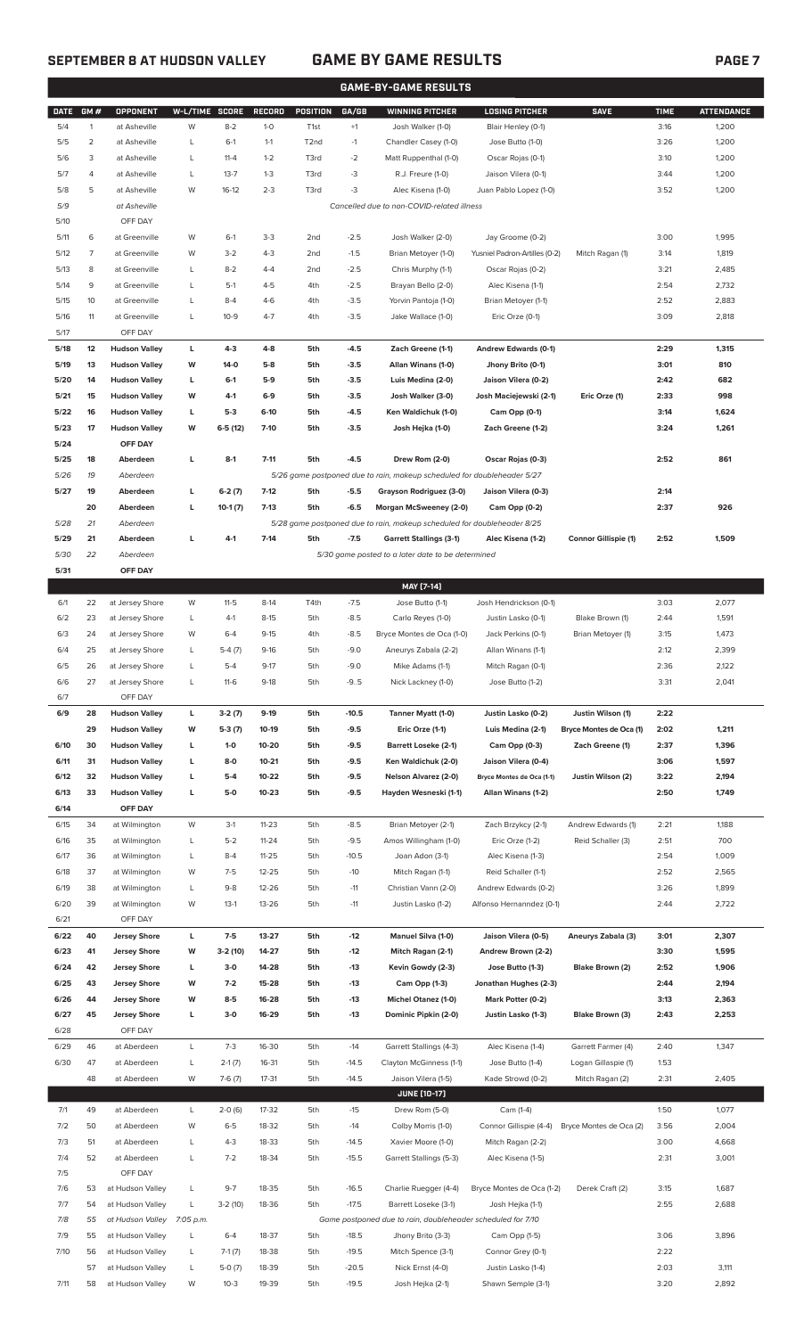# SEPTEMBER 8 AT HUDSON VALLEY — GAME BY GAME RESULTS

## GAME-BY-GAME RESULTS

| DATE | GM # | OPPONENT | W-L/TIME | SCORE | RECORD | POSITION | GA/GB | WINNING PITCHER | LOSING PITCHER | SAVE | TIME | ATTENDANCE |
|---|---|---|---|---|---|---|---|---|---|---|---|---|
| 5/4 | 1 | at Asheville | W | 8-2 | 1-0 | T1st | +1 | Josh Walker (1-0) | Blair Henley (0-1) | | 3:16 | 1,200 |
| 5/5 | 2 | at Asheville | L | 6-1 | 1-1 | T2nd | -1 | Chandler Casey (1-0) | Jose Butto (1-0) | | 3:26 | 1,200 |
| 5/6 | 3 | at Asheville | L | 11-4 | 1-2 | T3rd | -2 | Matt Ruppenthal (1-0) | Oscar Rojas (0-1) | | 3:10 | 1,200 |
| 5/7 | 4 | at Asheville | L | 13-7 | 1-3 | T3rd | -3 | R.J. Freure (1-0) | Jaison Vilera (0-1) | | 3:44 | 1,200 |
| 5/8 | 5 | at Asheville | W | 16-12 | 2-3 | T3rd | -3 | Alec Kisena (1-0) | Juan Pablo Lopez (1-0) | | 3:52 | 1,200 |
| 5/9 | | at Asheville | | | | | | Cancelled due to non-COVID-related illness | | | | |
| 5/10 | | OFF DAY | | | | | | | | | | |
| 5/11 | 6 | at Greenville | W | 6-1 | 3-3 | 2nd | -2.5 | Josh Walker (2-0) | Jay Groome (0-2) | | 3:00 | 1,995 |
| 5/12 | 7 | at Greenville | W | 3-2 | 4-3 | 2nd | -1.5 | Brian Metoyer (1-0) | Yusniel Padron-Artilles (0-2) | Mitch Ragan (1) | 3:14 | 1,819 |
| 5/13 | 8 | at Greenville | L | 8-2 | 4-4 | 2nd | -2.5 | Chris Murphy (1-1) | Oscar Rojas (0-2) | | 3:21 | 2,485 |
| 5/14 | 9 | at Greenville | L | 5-1 | 4-5 | 4th | -2.5 | Brayan Bello (2-0) | Alec Kisena (1-1) | | 2:54 | 2,732 |
| 5/15 | 10 | at Greenville | L | 8-4 | 4-6 | 4th | -3.5 | Yorvin Pantoja (1-0) | Brian Metoyer (1-1) | | 2:52 | 2,883 |
| 5/16 | 11 | at Greenville | L | 10-9 | 4-7 | 4th | -3.5 | Jake Wallace (1-0) | Eric Orze (0-1) | | 3:09 | 2,818 |
| 5/17 | | OFF DAY | | | | | | | | | | |
| **5/18** | **12** | **Hudson Valley** | **L** | **4-3** | **4-8** | **5th** | **-4.5** | **Zach Greene (1-1)** | **Andrew Edwards (0-1)** | | **2:29** | **1,315** |
| **5/19** | **13** | **Hudson Valley** | **W** | **14-0** | **5-8** | **5th** | **-3.5** | **Allan Winans (1-0)** | **Jhony Brito (0-1)** | | **3:01** | **810** |
| **5/20** | **14** | **Hudson Valley** | **L** | **6-1** | **5-9** | **5th** | **-3.5** | **Luis Medina (2-0)** | **Jaison Vilera (0-2)** | | **2:42** | **682** |
| **5/21** | **15** | **Hudson Valley** | **W** | **4-1** | **6-9** | **5th** | **-3.5** | **Josh Walker (3-0)** | **Josh Maciejewski (2-1)** | **Eric Orze (1)** | **2:33** | **998** |
| **5/22** | **16** | **Hudson Valley** | **L** | **5-3** | **6-10** | **5th** | **-4.5** | **Ken Waldichuk (1-0)** | **Cam Opp (0-1)** | | **3:14** | **1,624** |
| **5/23** | **17** | **Hudson Valley** | **W** | **6-5 (12)** | **7-10** | **5th** | **-3.5** | **Josh Hejka (1-0)** | **Zach Greene (1-2)** | | **3:24** | **1,261** |
| **5/24** | | **OFF DAY** | | | | | | | | | | |
| **5/25** | **18** | **Aberdeen** | **L** | **8-1** | **7-11** | **5th** | **-4.5** | **Drew Rom (2-0)** | **Oscar Rojas (0-3)** | | **2:52** | **861** |
| *5/26* | *19* | *Aberdeen* | | | | | | *5/26 game postponed due to rain, makeup scheduled for doubleheader 5/27* | | | | |
| **5/27** | **19** | **Aberdeen** | **L** | **6-2 (7)** | **7-12** | **5th** | **-5.5** | **Grayson Rodriguez (3-0)** | **Jaison Vilera (0-3)** | | **2:14** | |
| | **20** | **Aberdeen** | **L** | **10-1 (7)** | **7-13** | **5th** | **-6.5** | **Morgan McSweeney (2-0)** | **Cam Opp (0-2)** | | **2:37** | **926** |
| *5/28* | *21* | *Aberdeen* | | | | | | *5/28 game postponed due to rain, makeup scheduled for doubleheader 8/25* | | | | |
| **5/29** | **21** | **Aberdeen** | **L** | **4-1** | **7-14** | **5th** | **-7.5** | **Garrett Stallings (3-1)** | **Alec Kisena (1-2)** | **Connor Gillispie (1)** | **2:52** | **1,509** |
| *5/30* | *22* | *Aberdeen* | | | | | | *5/30 game posted to a later date to be determined* | | | | |
| **5/31** | | **OFF DAY** | | | | | | | | | | |
| | | | | | | | | **MAY [7-14]** | | | | |
| 6/1 | 22 | at Jersey Shore | W | 11-5 | 8-14 | T4th | -7.5 | Jose Butto (1-1) | Josh Hendrickson (0-1) | | 3:03 | 2,077 |
| 6/2 | 23 | at Jersey Shore | L | 4-1 | 8-15 | 5th | -8.5 | Carlo Reyes (1-0) | Justin Lasko (0-1) | Blake Brown (1) | 2:44 | 1,591 |
| 6/3 | 24 | at Jersey Shore | W | 6-4 | 9-15 | 4th | -8.5 | Bryce Montes de Oca (1-0) | Jack Perkins (0-1) | Brian Metoyer (1) | 3:15 | 1,473 |
| 6/4 | 25 | at Jersey Shore | L | 5-4 (7) | 9-16 | 5th | -9.0 | Aneurys Zabala (2-2) | Allan Winans (1-1) | | 2:12 | 2,399 |
| 6/5 | 26 | at Jersey Shore | L | 5-4 | 9-17 | 5th | -9.0 | Mike Adams (1-1) | Mitch Ragan (0-1) | | 2:36 | 2,122 |
| 6/6 | 27 | at Jersey Shore | L | 11-6 | 9-18 | 5th | -9..5 | Nick Lackney (1-0) | Jose Butto (1-2) | | 3:31 | 2,041 |
| 6/7 | | OFF DAY | | | | | | | | | | |
| **6/9** | **28** | **Hudson Valley** | **L** | **3-2 (7)** | **9-19** | **5th** | **-10.5** | **Tanner Myatt (1-0)** | **Justin Lasko (0-2)** | **Justin Wilson (1)** | **2:22** | |
| | **29** | **Hudson Valley** | **W** | **5-3 (7)** | **10-19** | **5th** | **-9.5** | **Eric Orze (1-1)** | **Luis Medina (2-1)** | **Bryce Montes de Oca (1)** | **2:02** | **1,211** |
| **6/10** | **30** | **Hudson Valley** | **L** | **1-0** | **10-20** | **5th** | **-9.5** | **Barrett Loseke (2-1)** | **Cam Opp (0-3)** | **Zach Greene (1)** | **2:37** | **1,396** |
| **6/11** | **31** | **Hudson Valley** | **L** | **8-0** | **10-21** | **5th** | **-9.5** | **Ken Waldichuk (2-0)** | **Jaison Vilera (0-4)** | | **3:06** | **1,597** |
| **6/12** | **32** | **Hudson Valley** | **L** | **5-4** | **10-22** | **5th** | **-9.5** | **Nelson Alvarez (2-0)** | **Bryce Montes de Oca (1-1)** | **Justin Wilson (2)** | **3:22** | **2,194** |
| **6/13** | **33** | **Hudson Valley** | **L** | **5-0** | **10-23** | **5th** | **-9.5** | **Hayden Wesneski (1-1)** | **Allan Winans (1-2)** | | **2:50** | **1,749** |
| **6/14** | | **OFF DAY** | | | | | | | | | | |
| 6/15 | 34 | at Wilmington | W | 3-1 | 11-23 | 5th | -8.5 | Brian Metoyer (2-1) | Zach Brzykcy (2-1) | Andrew Edwards (1) | 2:21 | 1,188 |
| 6/16 | 35 | at Wilmington | L | 5-2 | 11-24 | 5th | -9.5 | Amos Willingham (1-0) | Eric Orze (1-2) | Reid Schaller (3) | 2:51 | 700 |
| 6/17 | 36 | at Wilmington | L | 8-4 | 11-25 | 5th | -10.5 | Joan Adon (3-1) | Alec Kisena (1-3) | | 2:54 | 1,009 |
| 6/18 | 37 | at Wilmington | W | 7-5 | 12-25 | 5th | -10 | Mitch Ragan (1-1) | Reid Schaller (1-1) | | 2:52 | 2,565 |
| 6/19 | 38 | at Wilmington | L | 9-8 | 12-26 | 5th | -11 | Christian Vann (2-0) | Andrew Edwards (0-2) | | 3:26 | 1,899 |
| 6/20 | 39 | at Wilmington | W | 13-1 | 13-26 | 5th | -11 | Justin Lasko (1-2) | Alfonso Hernanndez (0-1) | | 2:44 | 2,722 |
| 6/21 | | OFF DAY | | | | | | | | | | |
| **6/22** | **40** | **Jersey Shore** | **L** | **7-5** | **13-27** | **5th** | **-12** | **Manuel Silva (1-0)** | **Jaison Vilera (0-5)** | **Aneurys Zabala (3)** | **3:01** | **2,307** |
| **6/23** | **41** | **Jersey Shore** | **W** | **3-2 (10)** | **14-27** | **5th** | **-12** | **Mitch Ragan (2-1)** | **Andrew Brown (2-2)** | | **3:30** | **1,595** |
| **6/24** | **42** | **Jersey Shore** | **L** | **3-0** | **14-28** | **5th** | **-13** | **Kevin Gowdy (2-3)** | **Jose Butto (1-3)** | **Blake Brown (2)** | **2:52** | **1,906** |
| **6/25** | **43** | **Jersey Shore** | **W** | **7-2** | **15-28** | **5th** | **-13** | **Cam Opp (1-3)** | **Jonathan Hughes (2-3)** | | **2:44** | **2,194** |
| **6/26** | **44** | **Jersey Shore** | **W** | **8-5** | **16-28** | **5th** | **-13** | **Michel Otanez (1-0)** | **Mark Potter (0-2)** | | **3:13** | **2,363** |
| **6/27** | **45** | **Jersey Shore** | **L** | **3-0** | **16-29** | **5th** | **-13** | **Dominic Pipkin (2-0)** | **Justin Lasko (1-3)** | **Blake Brown (3)** | **2:43** | **2,253** |
| 6/28 | | OFF DAY | | | | | | | | | | |
| 6/29 | 46 | at Aberdeen | L | 7-3 | 16-30 | 5th | -14 | Garrett Stallings (4-3) | Alec Kisena (1-4) | Garrett Farmer (4) | 2:40 | 1,347 |
| 6/30 | 47 | at Aberdeen | L | 2-1 (7) | 16-31 | 5th | -14.5 | Clayton McGinness (1-1) | Jose Butto (1-4) | Logan Gillaspie (1) | 1:53 | |
| | 48 | at Aberdeen | W | 7-6 (7) | 17-31 | 5th | -14.5 | Jaison Vilera (1-5) | Kade Strowd (0-2) | Mitch Ragan (2) | 2:31 | 2,405 |
| | | | | | | | | **JUNE [10-17]** | | | | |
| 7/1 | 49 | at Aberdeen | L | 2-0 (6) | 17-32 | 5th | -15 | Drew Rom (5-0) | Cam (1-4) | | 1:50 | 1,077 |
| 7/2 | 50 | at Aberdeen | W | 6-5 | 18-32 | 5th | -14 | Colby Morris (1-0) | Connor Gillispie (4-4) | Bryce Montes de Oca (2) | 3:56 | 2,004 |
| 7/3 | 51 | at Aberdeen | L | 4-3 | 18-33 | 5th | -14.5 | Xavier Moore (1-0) | Mitch Ragan (2-2) | | 3:00 | 4,668 |
| 7/4 | 52 | at Aberdeen | L | 7-2 | 18-34 | 5th | -15.5 | Garrett Stallings (5-3) | Alec Kisena (1-5) | | 2:31 | 3,001 |
| 7/5 | | OFF DAY | | | | | | | | | | |
| 7/6 | 53 | at Hudson Valley | L | 9-7 | 18-35 | 5th | -16.5 | Charlie Ruegger (4-4) | Bryce Montes de Oca (1-2) | Derek Craft (2) | 3:15 | 1,687 |
| 7/7 | 54 | at Hudson Valley | L | 3-2 (10) | 18-36 | 5th | -17.5 | Barrett Loseke (3-1) | Josh Hejka (1-1) | | 2:55 | 2,688 |
| *7/8* | *55* | *at Hudson Valley* | *7:05 p.m.* | | | | | *Game postponed due to rain, doubleheader scheduled for 7/10* | | | | |
| 7/9 | 55 | at Hudson Valley | L | 6-4 | 18-37 | 5th | -18.5 | Jhony Brito (3-3) | Cam Opp (1-5) | | 3:06 | 3,896 |
| 7/10 | 56 | at Hudson Valley | L | 7-1 (7) | 18-38 | 5th | -19.5 | Mitch Spence (3-1) | Connor Grey (0-1) | | 2:22 | |
| | 57 | at Hudson Valley | L | 5-0 (7) | 18-39 | 5th | -20.5 | Nick Ernst (4-0) | Justin Lasko (1-4) | | 2:03 | 3,111 |
| 7/11 | 58 | at Hudson Valley | W | 10-3 | 19-39 | 5th | -19.5 | Josh Hejka (2-1) | Shawn Semple (3-1) | | 3:20 | 2,892 |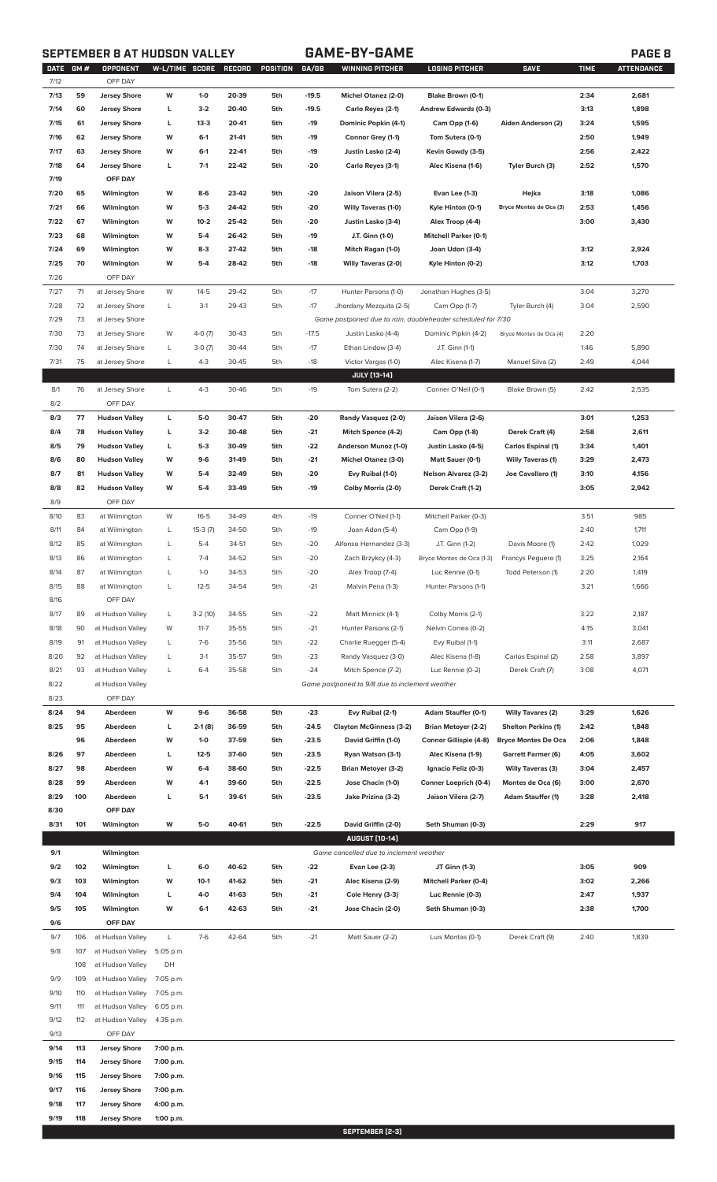## SEPTEMBER 8 AT HUDSON VALLEY — GAME-BY-GAME

| DATE | GM # | OPPONENT | W-L/TIME | SCORE | RECORD | POSITION | GA/GB | WINNING PITCHER | LOSING PITCHER | SAVE | TIME | ATTENDANCE |
|---|---|---|---|---|---|---|---|---|---|---|---|---|
| 7/12 | | OFF DAY | | | | | | | | | | |
| 7/13 | 59 | Jersey Shore | W | 1-0 | 20-39 | 5th | -19.5 | Michel Otanez (2-0) | Blake Brown (0-1) | | 2:34 | 2,681 |
| 7/14 | 60 | Jersey Shore | L | 3-2 | 20-40 | 5th | -19.5 | Carlo Reyes (2-1) | Andrew Edwards (0-3) | | 3:13 | 1,898 |
| 7/15 | 61 | Jersey Shore | L | 13-3 | 20-41 | 5th | -19 | Dominic Popkin (4-1) | Cam Opp (1-6) | Aiden Anderson (2) | 3:24 | 1,595 |
| 7/16 | 62 | Jersey Shore | W | 6-1 | 21-41 | 5th | -19 | Connor Grey (1-1) | Tom Sutera (0-1) | | 2:50 | 1,949 |
| 7/17 | 63 | Jersey Shore | W | 6-1 | 22-41 | 5th | -19 | Justin Lasko (2-4) | Kevin Gowdy (3-5) | | 2:56 | 2,422 |
| 7/18 | 64 | Jersey Shore | L | 7-1 | 22-42 | 5th | -20 | Carlo Reyes (3-1) | Alec Kisena (1-6) | Tyler Burch (3) | 2:52 | 1,570 |
| 7/19 | | OFF DAY | | | | | | | | | | |
| 7/20 | 65 | Wilmington | W | 8-6 | 23-42 | 5th | -20 | Jaison Vilera (2-5) | Evan Lee (1-3) | Hejka | 3:18 | 1,086 |
| 7/21 | 66 | Wilmington | W | 5-3 | 24-42 | 5th | -20 | Willy Taveras (1-0) | Kyle Hinton (0-1) | Bryce Montes de Oca (3) | 2:53 | 1,456 |
| 7/22 | 67 | Wilmington | W | 10-2 | 25-42 | 5th | -20 | Justin Lasko (3-4) | Alex Troop (4-4) | | 3:00 | 3,430 |
| 7/23 | 68 | Wilmington | W | 5-4 | 26-42 | 5th | -19 | J.T. Ginn (1-0) | Mitchell Parker (0-1) | | | |
| 7/24 | 69 | Wilmington | W | 8-3 | 27-42 | 5th | -18 | Mitch Ragan (1-0) | Joan Udon (3-4) | | 3:12 | 2,924 |
| 7/25 | 70 | Wilmington | W | 5-4 | 28-42 | 5th | -18 | Willy Taveras (2-0) | Kyle Hinton (0-2) | | 3:12 | 1,703 |
| 7/26 | | OFF DAY | | | | | | | | | | |
| 7/27 | 71 | at Jersey Shore | W | 14-5 | 29-42 | 5th | -17 | Hunter Parsons (1-0) | Jonathan Hughes (3-5) | | 3:04 | 3,270 |
| 7/28 | 72 | at Jersey Shore | L | 3-1 | 29-43 | 5th | -17 | Jhordany Mezquita (2-5) | Cam Opp (1-7) | Tyler Burch (4) | 3:04 | 2,590 |
| 7/29 | 73 | at Jersey Shore | | | | | | Game postponed due to rain, doubleheader scheduled for 7/30 | | | | |
| 7/30 | 73 | at Jersey Shore | W | 4-0 (7) | 30-43 | 5th | -17.5 | Justin Lasko (4-4) | Dominic Pipkin (4-2) | Bryce Montes de Oca (4) | 2:20 | |
| 7/30 | 74 | at Jersey Shore | L | 3-0 (7) | 30-44 | 5th | -17 | Ethan Lindow (3-4) | J.T. Ginn (1-1) | | 1:46 | 5,890 |
| 7/31 | 75 | at Jersey Shore | L | 4-3 | 30-45 | 5th | -18 | Victor Vargas (1-0) | Alec Kisena (1-7) | Manuel Silva (2) | 2:49 | 4,044 |
| | | | | | | | | **JULY (13-14)** | | | | |
| 8/1 | 76 | at Jersey Shore | L | 4-3 | 30-46 | 5th | -19 | Tom Sutera (2-2) | Conner O'Neil (0-1) | Blake Brown (5) | 2:42 | 2,535 |
| 8/2 | | OFF DAY | | | | | | | | | | |
| 8/3 | 77 | Hudson Valley | L | 5-0 | 30-47 | 5th | -20 | Randy Vasquez (2-0) | Jaison Vilera (2-6) | | 3:01 | 1,253 |
| 8/4 | 78 | Hudson Valley | L | 3-2 | 30-48 | 5th | -21 | Mitch Spence (4-2) | Cam Opp (1-8) | Derek Craft (4) | 2:58 | 2,611 |
| 8/5 | 79 | Hudson Valley | L | 5-3 | 30-49 | 5th | -22 | Anderson Munoz (1-0) | Justin Lasko (4-5) | Carlos Espinal (1) | 3:34 | 1,401 |
| 8/6 | 80 | Hudson Valley | W | 9-6 | 31-49 | 5th | -21 | Michel Otanez (3-0) | Matt Sauer (0-1) | Willy Taveras (1) | 3:29 | 2,473 |
| 8/7 | 81 | Hudson Valley | W | 5-4 | 32-49 | 5th | -20 | Evy Ruibal (1-0) | Nelson Alvarez (3-2) | Joe Cavallaro (1) | 3:10 | 4,156 |
| 8/8 | 82 | Hudson Valley | W | 5-4 | 33-49 | 5th | -19 | Colby Morris (2-0) | Derek Craft (1-2) | | 3:05 | 2,942 |
| 8/9 | | OFF DAY | | | | | | | | | | |
| 8/10 | 83 | at Wilmington | W | 16-5 | 34-49 | 4th | -19 | Conner O'Neil (1-1) | Mitchell Parker (0-3) | | 3:51 | 985 |
| 8/11 | 84 | at Wilmington | L | 15-3 (7) | 34-50 | 5th | -19 | Joan Adon (5-4) | Cam Opp (1-9) | | 2:40 | 1,711 |
| 8/12 | 85 | at Wilmington | L | 5-4 | 34-51 | 5th | -20 | Alfonso Hernandez (3-3) | J.T. Ginn (1-2) | Davis Moore (1) | 2:42 | 1,029 |
| 8/13 | 86 | at Wilmington | L | 7-4 | 34-52 | 5th | -20 | Zach Brzykcy (4-3) | Bryce Montes de Oca (1-3) | Francys Peguero (1) | 3:25 | 2,164 |
| 8/14 | 87 | at Wilmington | L | 1-0 | 34-53 | 5th | -20 | Alex Troop (7-4) | Luc Rennie (0-1) | Todd Peterson (1) | 2:20 | 1,419 |
| 8/15 | 88 | at Wilmington | L | 12-5 | 34-54 | 5th | -21 | Malvin Pena (1-3) | Hunter Parsons (1-1) | | 3:21 | 1,666 |
| 8/16 | | OFF DAY | | | | | | | | | | |
| 8/17 | 89 | at Hudson Valley | L | 3-2 (10) | 34-55 | 5th | -22 | Matt Minnick (4-1) | Colby Morris (2-1) | | 3:22 | 2,187 |
| 8/18 | 90 | at Hudson Valley | W | 11-7 | 35-55 | 5th | -21 | Hunter Parsons (2-1) | Nelvin Correa (0-2) | | 4:15 | 3,041 |
| 8/19 | 91 | at Hudson Valley | L | 7-6 | 35-56 | 5th | -22 | Charlie Ruegger (5-4) | Evy Ruibal (1-1) | | 3:11 | 2,687 |
| 8/20 | 92 | at Hudson Valley | L | 3-1 | 35-57 | 5th | -23 | Randy Vasquez (3-0) | Alec Kisena (1-8) | Carlos Espinal (2) | 2:58 | 3,897 |
| 8/21 | 93 | at Hudson Valley | L | 6-4 | 35-58 | 5th | -24 | Mitch Spence (7-2) | Luc Rennie (0-2) | Derek Craft (7) | 3:08 | 4,071 |
| 8/22 | | at Hudson Valley | | | | | | Game postponed to 9/8 due to inclement weather | | | | |
| 8/23 | | OFF DAY | | | | | | | | | | |
| 8/24 | 94 | Aberdeen | W | 9-6 | 36-58 | 5th | -23 | Evy Ruibal (2-1) | Adam Stauffer (0-1) | Willy Tavares (2) | 3:29 | 1,626 |
| 8/25 | 95 | Aberdeen | L | 2-1 (8) | 36-59 | 5th | -24.5 | Clayton McGinness (3-2) | Brian Metoyer (2-2) | Shelton Perkins (1) | 2:42 | 1,848 |
| | 96 | Aberdeen | W | 1-0 | 37-59 | 5th | -23.5 | David Griffin (1-0) | Connor Gillispie (4-8) | Bryce Montes De Oca | 2:06 | 1,848 |
| 8/26 | 97 | Aberdeen | L | 12-5 | 37-60 | 5th | -23.5 | Ryan Watson (3-1) | Alec Kisena (1-9) | Garrett Farmer (6) | 4:05 | 3,602 |
| 8/27 | 98 | Aberdeen | W | 6-4 | 38-60 | 5th | -22.5 | Brian Metoyer (3-2) | Ignacio Feliz (0-3) | Willy Taveras (3) | 3:04 | 2,457 |
| 8/28 | 99 | Aberdeen | W | 4-1 | 39-60 | 5th | -22.5 | Jose Chacin (1-0) | Conner Loeprich (0-4) | Montes de Oca (6) | 3:00 | 2,670 |
| 8/29 | 100 | Aberdeen | L | 5-1 | 39-61 | 5th | -23.5 | Jake Prizina (3-2) | Jaison Vilera (2-7) | Adam Stauffer (1) | 3:28 | 2,418 |
| 8/30 | | OFF DAY | | | | | | | | | | |
| 8/31 | 101 | Wilmington | W | 5-0 | 40-61 | 5th | -22.5 | David Griffin (2-0) | Seth Shuman (0-3) | | 2:29 | 917 |
| | | | | | | | | **AUGUST (10-14)** | | | | |
| 9/1 | | Wilmington | | | | | | Game cancelled due to inclement weather | | | | |
| 9/2 | 102 | Wilmington | L | 6-0 | 40-62 | 5th | -22 | Evan Lee (2-3) | JT Ginn (1-3) | | 3:05 | 909 |
| 9/3 | 103 | Wilmington | W | 10-1 | 41-62 | 5th | -21 | Alec Kisena (2-9) | Mitchell Parker (0-4) | | 3:02 | 2,266 |
| 9/4 | 104 | Wilmington | L | 4-0 | 41-63 | 5th | -21 | Cole Henry (3-3) | Luc Rennie (0-3) | | 2:47 | 1,937 |
| 9/5 | 105 | Wilmington | W | 6-1 | 42-63 | 5th | -21 | Jose Chacin (2-0) | Seth Shuman (0-3) | | 2:38 | 1,700 |
| 9/6 | | OFF DAY | | | | | | | | | | |
| 9/7 | 106 | at Hudson Valley | L | 7-6 | 42-64 | 5th | -21 | Matt Sauer (2-2) | Luis Montas (0-1) | Derek Craft (9) | 2:40 | 1,839 |
| 9/8 | 107 | at Hudson Valley | 5:05 p.m. | | | | | | | | | |
| | 108 | at Hudson Valley | DH | | | | | | | | | |
| 9/9 | 109 | at Hudson Valley | 7:05 p.m. | | | | | | | | | |
| 9/10 | 110 | at Hudson Valley | 7:05 p.m. | | | | | | | | | |
| 9/11 | 111 | at Hudson Valley | 6:05 p.m. | | | | | | | | | |
| 9/12 | 112 | at Hudson Valley | 4:35 p.m. | | | | | | | | | |
| 9/13 | | OFF DAY | | | | | | | | | | |
| 9/14 | 113 | Jersey Shore | 7:00 p.m. | | | | | | | | | |
| 9/15 | 114 | Jersey Shore | 7:00 p.m. | | | | | | | | | |
| 9/16 | 115 | Jersey Shore | 7:00 p.m. | | | | | | | | | |
| 9/17 | 116 | Jersey Shore | 7:00 p.m. | | | | | | | | | |
| 9/18 | 117 | Jersey Shore | 4:00 p.m. | | | | | | | | | |
| 9/19 | 118 | Jersey Shore | 1:00 p.m. | | | | | | | | | |
| | | | | | | | | **SEPTEMBER (2-3)** | | | | |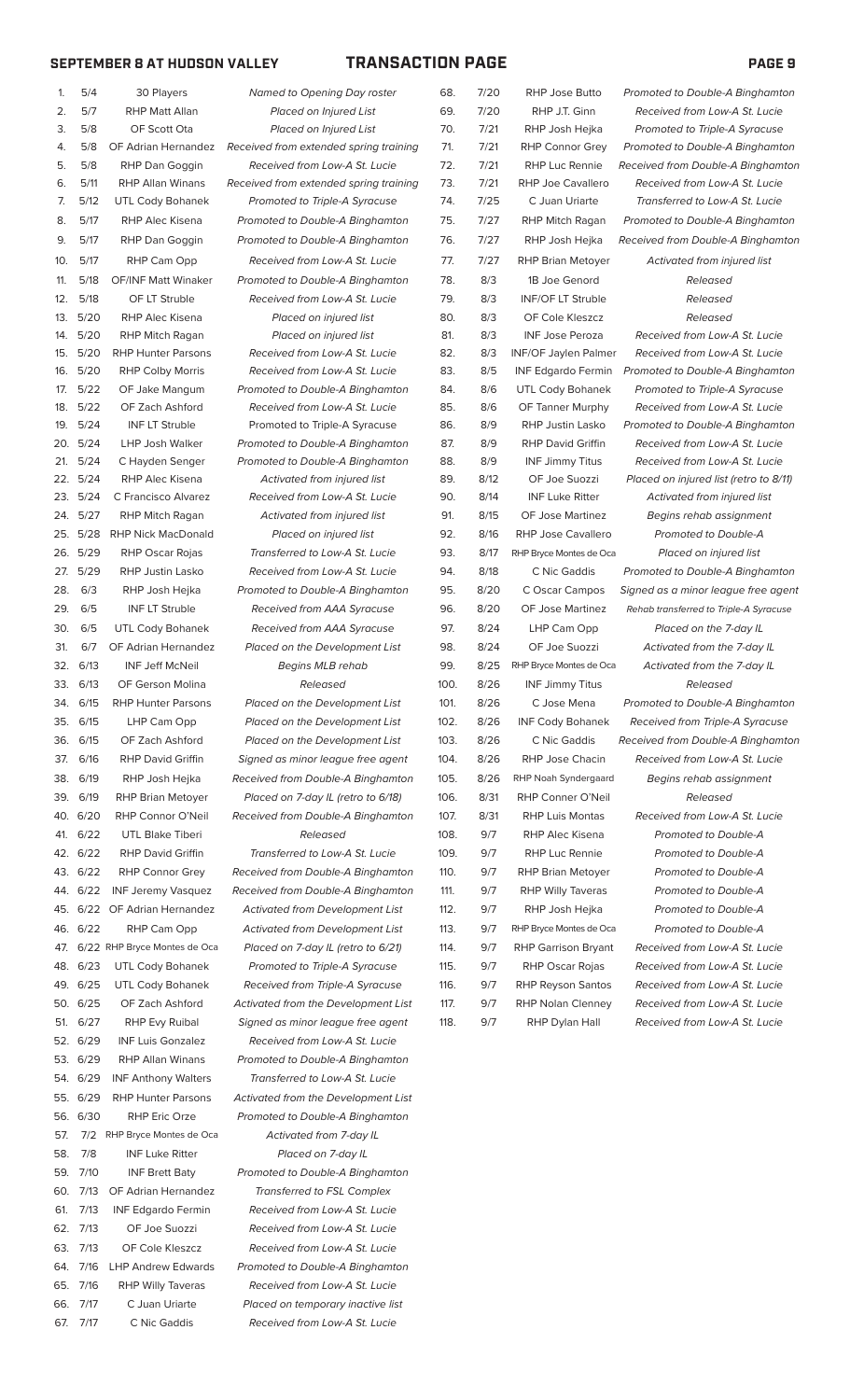## TRANSACTION PAGE

| | | | |
|---|---|---|---|
| 1. | 5/4 | 30 Players | Named to Opening Day roster |
| 2. | 5/7 | RHP Matt Allan | Placed on Injured List |
| 3. | 5/8 | OF Scott Ota | Placed on Injured List |
| 4. | 5/8 | OF Adrian Hernandez | Received from extended spring training |
| 5. | 5/8 | RHP Dan Goggin | Received from Low-A St. Lucie |
| 6. | 5/11 | RHP Allan Winans | Received from extended spring training |
| 7. | 5/12 | UTL Cody Bohanek | Promoted to Triple-A Syracuse |
| 8. | 5/17 | RHP Alec Kisena | Promoted to Double-A Binghamton |
| 9. | 5/17 | RHP Dan Goggin | Promoted to Double-A Binghamton |
| 10. | 5/17 | RHP Cam Opp | Received from Low-A St. Lucie |
| 11. | 5/18 | OF/INF Matt Winaker | Promoted to Double-A Binghamton |
| 12. | 5/18 | OF LT Struble | Received from Low-A St. Lucie |
| 13. | 5/20 | RHP Alec Kisena | Placed on injured list |
| 14. | 5/20 | RHP Mitch Ragan | Placed on injured list |
| 15. | 5/20 | RHP Hunter Parsons | Received from Low-A St. Lucie |
| 16. | 5/20 | RHP Colby Morris | Received from Low-A St. Lucie |
| 17. | 5/22 | OF Jake Mangum | Promoted to Double-A Binghamton |
| 18. | 5/22 | OF Zach Ashford | Received from Low-A St. Lucie |
| 19. | 5/24 | INF LT Struble | Promoted to Triple-A Syracuse |
| 20. | 5/24 | LHP Josh Walker | Promoted to Double-A Binghamton |
| 21. | 5/24 | C Hayden Senger | Promoted to Double-A Binghamton |
| 22. | 5/24 | RHP Alec Kisena | Activated from injured list |
| 23. | 5/24 | C Francisco Alvarez | Received from Low-A St. Lucie |
| 24. | 5/27 | RHP Mitch Ragan | Activated from injured list |
| 25. | 5/28 | RHP Nick MacDonald | Placed on injured list |
| 26. | 5/29 | RHP Oscar Rojas | Transferred to Low-A St. Lucie |
| 27. | 5/29 | RHP Justin Lasko | Received from Low-A St. Lucie |
| 28. | 6/3 | RHP Josh Hejka | Promoted to Double-A Binghamton |
| 29. | 6/5 | INF LT Struble | Received from AAA Syracuse |
| 30. | 6/5 | UTL Cody Bohanek | Received from AAA Syracuse |
| 31. | 6/7 | OF Adrian Hernandez | Placed on the Development List |
| 32. | 6/13 | INF Jeff McNeil | Begins MLB rehab |
| 33. | 6/13 | OF Gerson Molina | Released |
| 34. | 6/15 | RHP Hunter Parsons | Placed on the Development List |
| 35. | 6/15 | LHP Cam Opp | Placed on the Development List |
| 36. | 6/15 | OF Zach Ashford | Placed on the Development List |
| 37. | 6/16 | RHP David Griffin | Signed as minor league free agent |
| 38. | 6/19 | RHP Josh Hejka | Received from Double-A Binghamton |
| 39. | 6/19 | RHP Brian Metoyer | Placed on 7-day IL (retro to 6/18) |
| 40. | 6/20 | RHP Connor O'Neil | Received from Double-A Binghamton |
| 41. | 6/22 | UTL Blake Tiberi | Released |
| 42. | 6/22 | RHP David Griffin | Transferred to Low-A St. Lucie |
| 43. | 6/22 | RHP Connor Grey | Received from Double-A Binghamton |
| 44. | 6/22 | INF Jeremy Vasquez | Received from Double-A Binghamton |
| 45. | 6/22 | OF Adrian Hernandez | Activated from Development List |
| 46. | 6/22 | RHP Cam Opp | Activated from Development List |
| 47. | 6/22 | RHP Bryce Montes de Oca | Placed on 7-day IL (retro to 6/21) |
| 48. | 6/23 | UTL Cody Bohanek | Promoted to Triple-A Syracuse |
| 49. | 6/25 | UTL Cody Bohanek | Received from Triple-A Syracuse |
| 50. | 6/25 | OF Zach Ashford | Activated from the Development List |
| 51. | 6/27 | RHP Evy Ruibal | Signed as minor league free agent |
| 52. | 6/29 | INF Luis Gonzalez | Received from Low-A St. Lucie |
| 53. | 6/29 | RHP Allan Winans | Promoted to Double-A Binghamton |
| 54. | 6/29 | INF Anthony Walters | Transferred to Low-A St. Lucie |
| 55. | 6/29 | RHP Hunter Parsons | Activated from the Development List |
| 56. | 6/30 | RHP Eric Orze | Promoted to Double-A Binghamton |
| 57. | 7/2 | RHP Bryce Montes de Oca | Activated from 7-day IL |
| 58. | 7/8 | INF Luke Ritter | Placed on 7-day IL |
| 59. | 7/10 | INF Brett Baty | Promoted to Double-A Binghamton |
| 60. | 7/13 | OF Adrian Hernandez | Transferred to FSL Complex |
| 61. | 7/13 | INF Edgardo Fermin | Received from Low-A St. Lucie |
| 62. | 7/13 | OF Joe Suozzi | Received from Low-A St. Lucie |
| 63. | 7/13 | OF Cole Kleszcz | Received from Low-A St. Lucie |
| 64. | 7/16 | LHP Andrew Edwards | Promoted to Double-A Binghamton |
| 65. | 7/16 | RHP Willy Taveras | Received from Low-A St. Lucie |
| 66. | 7/17 | C Juan Uriarte | Placed on temporary inactive list |
| 67. | 7/17 | C Nic Gaddis | Received from Low-A St. Lucie |
| 68. | 7/20 | RHP Jose Butto | Promoted to Double-A Binghamton |
| 69. | 7/20 | RHP J.T. Ginn | Received from Low-A St. Lucie |
| 70. | 7/21 | RHP Josh Hejka | Promoted to Triple-A Syracuse |
| 71. | 7/21 | RHP Connor Grey | Promoted to Double-A Binghamton |
| 72. | 7/21 | RHP Luc Rennie | Received from Double-A Binghamton |
| 73. | 7/21 | RHP Joe Cavallero | Received from Low-A St. Lucie |
| 74. | 7/25 | C Juan Uriarte | Transferred to Low-A St. Lucie |
| 75. | 7/27 | RHP Mitch Ragan | Promoted to Double-A Binghamton |
| 76. | 7/27 | RHP Josh Hejka | Received from Double-A Binghamton |
| 77. | 7/27 | RHP Brian Metoyer | Activated from injured list |
| 78. | 8/3 | 1B Joe Genord | Released |
| 79. | 8/3 | INF/OF LT Struble | Released |
| 80. | 8/3 | OF Cole Kleszcz | Released |
| 81. | 8/3 | INF Jose Peroza | Received from Low-A St. Lucie |
| 82. | 8/3 | INF/OF Jaylen Palmer | Received from Low-A St. Lucie |
| 83. | 8/5 | INF Edgardo Fermin | Promoted to Double-A Binghamton |
| 84. | 8/6 | UTL Cody Bohanek | Promoted to Triple-A Syracuse |
| 85. | 8/6 | OF Tanner Murphy | Received from Low-A St. Lucie |
| 86. | 8/9 | RHP Justin Lasko | Promoted to Double-A Binghamton |
| 87. | 8/9 | RHP David Griffin | Received from Low-A St. Lucie |
| 88. | 8/9 | INF Jimmy Titus | Received from Low-A St. Lucie |
| 89. | 8/12 | OF Joe Suozzi | Placed on injured list (retro to 8/11) |
| 90. | 8/14 | INF Luke Ritter | Activated from injured list |
| 91. | 8/15 | OF Jose Martinez | Begins rehab assignment |
| 92. | 8/16 | RHP Jose Cavallero | Promoted to Double-A |
| 93. | 8/17 | RHP Bryce Montes de Oca | Placed on injured list |
| 94. | 8/18 | C Nic Gaddis | Promoted to Double-A Binghamton |
| 95. | 8/20 | C Oscar Campos | Signed as a minor league free agent |
| 96. | 8/20 | OF Jose Martinez | Rehab transferred to Triple-A Syracuse |
| 97. | 8/24 | LHP Cam Opp | Placed on the 7-day IL |
| 98. | 8/24 | OF Joe Suozzi | Activated from the 7-day IL |
| 99. | 8/25 | RHP Bryce Montes de Oca | Activated from the 7-day IL |
| 100. | 8/26 | INF Jimmy Titus | Released |
| 101. | 8/26 | C Jose Mena | Promoted to Double-A Binghamton |
| 102. | 8/26 | INF Cody Bohanek | Received from Triple-A Syracuse |
| 103. | 8/26 | C Nic Gaddis | Received from Double-A Binghamton |
| 104. | 8/26 | RHP Jose Chacin | Received from Low-A St. Lucie |
| 105. | 8/26 | RHP Noah Syndergaard | Begins rehab assignment |
| 106. | 8/31 | RHP Conner O'Neil | Released |
| 107. | 8/31 | RHP Luis Montas | Received from Low-A St. Lucie |
| 108. | 9/7 | RHP Alec Kisena | Promoted to Double-A |
| 109. | 9/7 | RHP Luc Rennie | Promoted to Double-A |
| 110. | 9/7 | RHP Brian Metoyer | Promoted to Double-A |
| 111. | 9/7 | RHP Willy Taveras | Promoted to Double-A |
| 112. | 9/7 | RHP Josh Hejka | Promoted to Double-A |
| 113. | 9/7 | RHP Bryce Montes de Oca | Promoted to Double-A |
| 114. | 9/7 | RHP Garrison Bryant | Received from Low-A St. Lucie |
| 115. | 9/7 | RHP Oscar Rojas | Received from Low-A St. Lucie |
| 116. | 9/7 | RHP Reyson Santos | Received from Low-A St. Lucie |
| 117. | 9/7 | RHP Nolan Clenney | Received from Low-A St. Lucie |
| 118. | 9/7 | RHP Dylan Hall | Received from Low-A St. Lucie |